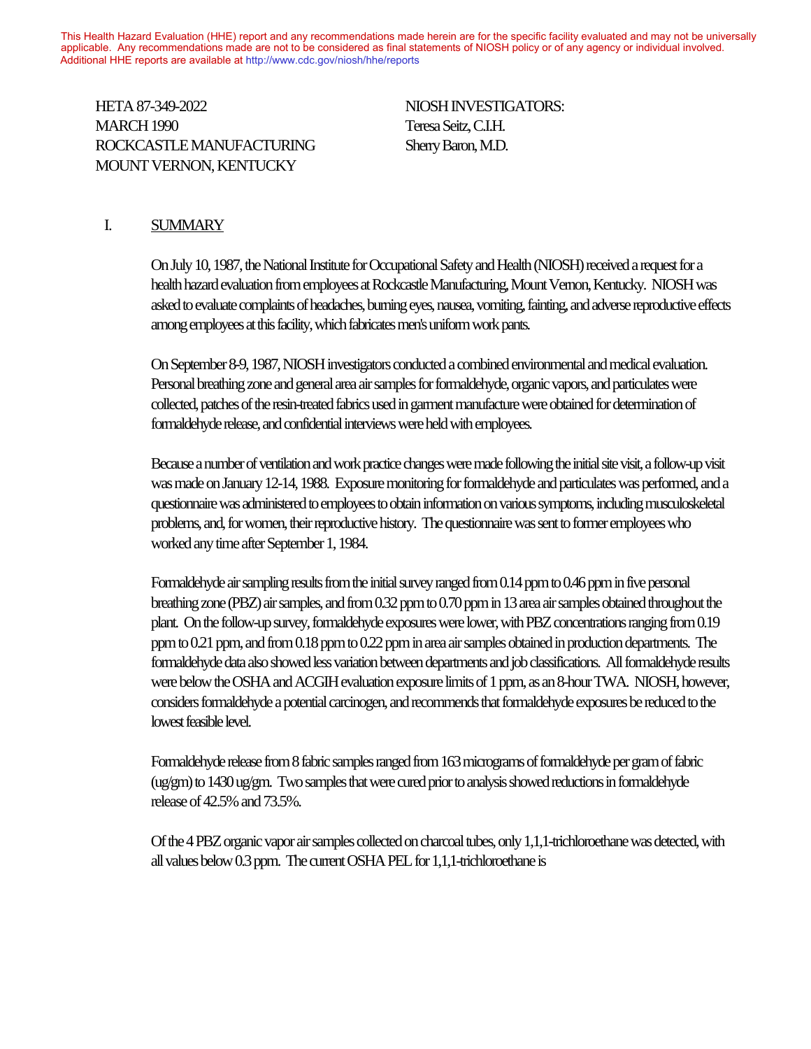This Health Hazard Evaluation (HHE) report and any recommendations made herein are for the specific facility evaluated and may not be universally applicable. Any recommendations made are not to be considered as final statements of NIOSH policy or of any agency or individual involved. Additional HHE reports are available at http://www.cdc.gov/niosh/hhe/reports

HETA 87-349-2022
MARCH 1990
ROCKCASTLE MANUFACTURING
MOUNT VERNON, KENTUCKY

NIOSH INVESTIGATORS:
Teresa Seitz, C.I.H.
Sherry Baron, M.D.

## I. SUMMARY

On July 10, 1987, the National Institute for Occupational Safety and Health (NIOSH) received a request for a health hazard evaluation from employees at Rockcastle Manufacturing, Mount Vernon, Kentucky. NIOSH was asked to evaluate complaints of headaches, burning eyes, nausea, vomiting, fainting, and adverse reproductive effects among employees at this facility, which fabricates men's uniform work pants.

On September 8-9, 1987, NIOSH investigators conducted a combined environmental and medical evaluation. Personal breathing zone and general area air samples for formaldehyde, organic vapors, and particulates were collected, patches of the resin-treated fabrics used in garment manufacture were obtained for determination of formaldehyde release, and confidential interviews were held with employees.

Because a number of ventilation and work practice changes were made following the initial site visit, a follow-up visit was made on January 12-14, 1988. Exposure monitoring for formaldehyde and particulates was performed, and a questionnaire was administered to employees to obtain information on various symptoms, including musculoskeletal problems, and, for women, their reproductive history. The questionnaire was sent to former employees who worked any time after September 1, 1984.

Formaldehyde air sampling results from the initial survey ranged from 0.14 ppm to 0.46 ppm in five personal breathing zone (PBZ) air samples, and from 0.32 ppm to 0.70 ppm in 13 area air samples obtained throughout the plant. On the follow-up survey, formaldehyde exposures were lower, with PBZ concentrations ranging from 0.19 ppm to 0.21 ppm, and from 0.18 ppm to 0.22 ppm in area air samples obtained in production departments. The formaldehyde data also showed less variation between departments and job classifications. All formaldehyde results were below the OSHA and ACGIH evaluation exposure limits of 1 ppm, as an 8-hour TWA. NIOSH, however, considers formaldehyde a potential carcinogen, and recommends that formaldehyde exposures be reduced to the lowest feasible level.

Formaldehyde release from 8 fabric samples ranged from 163 micrograms of formaldehyde per gram of fabric (ug/gm) to 1430 ug/gm. Two samples that were cured prior to analysis showed reductions in formaldehyde release of 42.5% and 73.5%.

Of the 4 PBZ organic vapor air samples collected on charcoal tubes, only 1,1,1-trichloroethane was detected, with all values below 0.3 ppm. The current OSHA PEL for 1,1,1-trichloroethane is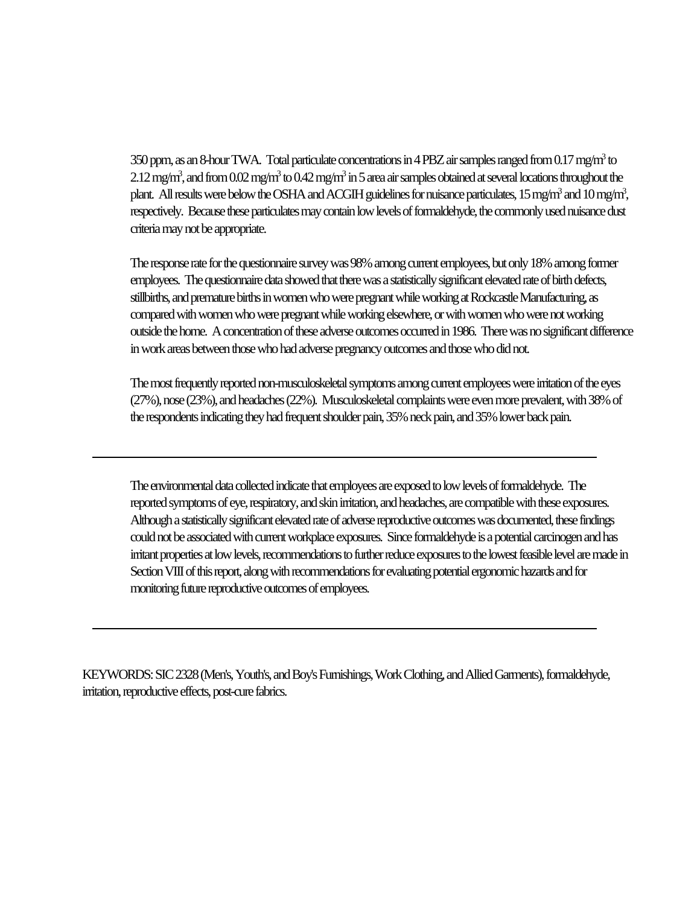350 ppm, as an 8-hour TWA. Total particulate concentrations in 4 PBZ air samples ranged from 0.17 mg/m$^3$ to 2.12 mg/m$^3$, and from 0.02 mg/m$^3$ to 0.42 mg/m$^3$ in 5 area air samples obtained at several locations throughout the plant. All results were below the OSHA and ACGIH guidelines for nuisance particulates, 15 mg/m$^3$ and 10 mg/m$^3$, respectively. Because these particulates may contain low levels of formaldehyde, the commonly used nuisance dust criteria may not be appropriate.

The response rate for the questionnaire survey was 98% among current employees, but only 18% among former employees. The questionnaire data showed that there was a statistically significant elevated rate of birth defects, stillbirths, and premature births in women who were pregnant while working at Rockcastle Manufacturing, as compared with women who were pregnant while working elsewhere, or with women who were not working outside the home. A concentration of these adverse outcomes occurred in 1986. There was no significant difference in work areas between those who had adverse pregnancy outcomes and those who did not.

The most frequently reported non-musculoskeletal symptoms among current employees were irritation of the eyes (27%), nose (23%), and headaches (22%). Musculoskeletal complaints were even more prevalent, with 38% of the respondents indicating they had frequent shoulder pain, 35% neck pain, and 35% lower back pain.

---

The environmental data collected indicate that employees are exposed to low levels of formaldehyde. The reported symptoms of eye, respiratory, and skin irritation, and headaches, are compatible with these exposures. Although a statistically significant elevated rate of adverse reproductive outcomes was documented, these findings could not be associated with current workplace exposures. Since formaldehyde is a potential carcinogen and has irritant properties at low levels, recommendations to further reduce exposures to the lowest feasible level are made in Section VIII of this report, along with recommendations for evaluating potential ergonomic hazards and for monitoring future reproductive outcomes of employees.

---

KEYWORDS: SIC 2328 (Men's, Youth's, and Boy's Furnishings, Work Clothing, and Allied Garments), formaldehyde, irritation, reproductive effects, post-cure fabrics.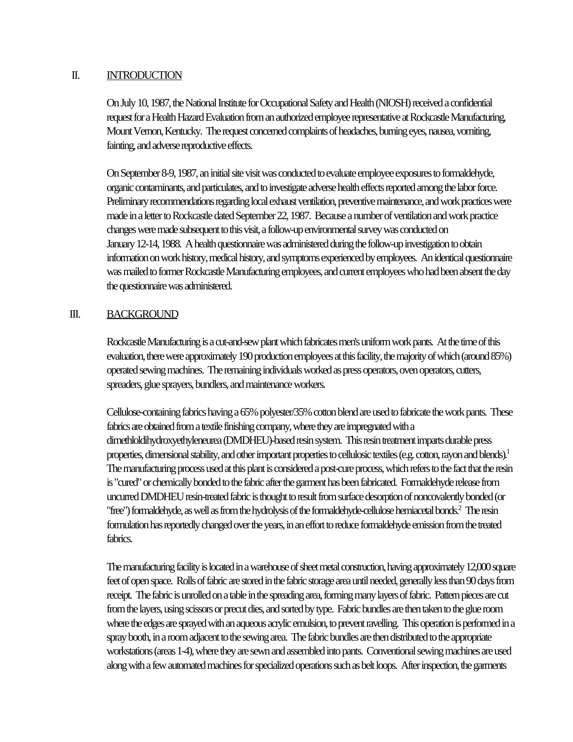## II. INTRODUCTION

On July 10, 1987, the National Institute for Occupational Safety and Health (NIOSH) received a confidential request for a Health Hazard Evaluation from an authorized employee representative at Rockcastle Manufacturing, Mount Vernon, Kentucky. The request concerned complaints of headaches, burning eyes, nausea, vomiting, fainting, and adverse reproductive effects.

On September 8-9, 1987, an initial site visit was conducted to evaluate employee exposures to formaldehyde, organic contaminants, and particulates, and to investigate adverse health effects reported among the labor force. Preliminary recommendations regarding local exhaust ventilation, preventive maintenance, and work practices were made in a letter to Rockcastle dated September 22, 1987. Because a number of ventilation and work practice changes were made subsequent to this visit, a follow-up environmental survey was conducted on January 12-14, 1988. A health questionnaire was administered during the follow-up investigation to obtain information on work history, medical history, and symptoms experienced by employees. An identical questionnaire was mailed to former Rockcastle Manufacturing employees, and current employees who had been absent the day the questionnaire was administered.

## III. BACKGROUND

Rockcastle Manufacturing is a cut-and-sew plant which fabricates men's uniform work pants. At the time of this evaluation, there were approximately 190 production employees at this facility, the majority of which (around 85%) operated sewing machines. The remaining individuals worked as press operators, oven operators, cutters, spreaders, glue sprayers, bundlers, and maintenance workers.

Cellulose-containing fabrics having a 65% polyester/35% cotton blend are used to fabricate the work pants. These fabrics are obtained from a textile finishing company, where they are impregnated with a dimethloldihydroxyethyleneurea (DMDHEU)-based resin system. This resin treatment imparts durable press properties, dimensional stability, and other important properties to cellulosic textiles (e.g. cotton, rayon and blends).[1] The manufacturing process used at this plant is considered a post-cure process, which refers to the fact that the resin is "cured" or chemically bonded to the fabric after the garment has been fabricated. Formaldehyde release from uncurred DMDHEU resin-treated fabric is thought to result from surface desorption of noncovalently bonded (or "free") formaldehyde, as well as from the hydrolysis of the formaldehyde-cellulose hemiacetal bonds.[2] The resin formulation has reportedly changed over the years, in an effort to reduce formaldehyde emission from the treated fabrics.

The manufacturing facility is located in a warehouse of sheet metal construction, having approximately 12,000 square feet of open space. Rolls of fabric are stored in the fabric storage area until needed, generally less than 90 days from receipt. The fabric is unrolled on a table in the spreading area, forming many layers of fabric. Pattern pieces are cut from the layers, using scissors or precut dies, and sorted by type. Fabric bundles are then taken to the glue room where the edges are sprayed with an aqueous acrylic emulsion, to prevent ravelling. This operation is performed in a spray booth, in a room adjacent to the sewing area. The fabric bundles are then distributed to the appropriate workstations (areas 1-4), where they are sewn and assembled into pants. Conventional sewing machines are used along with a few automated machines for specialized operations such as belt loops. After inspection, the garments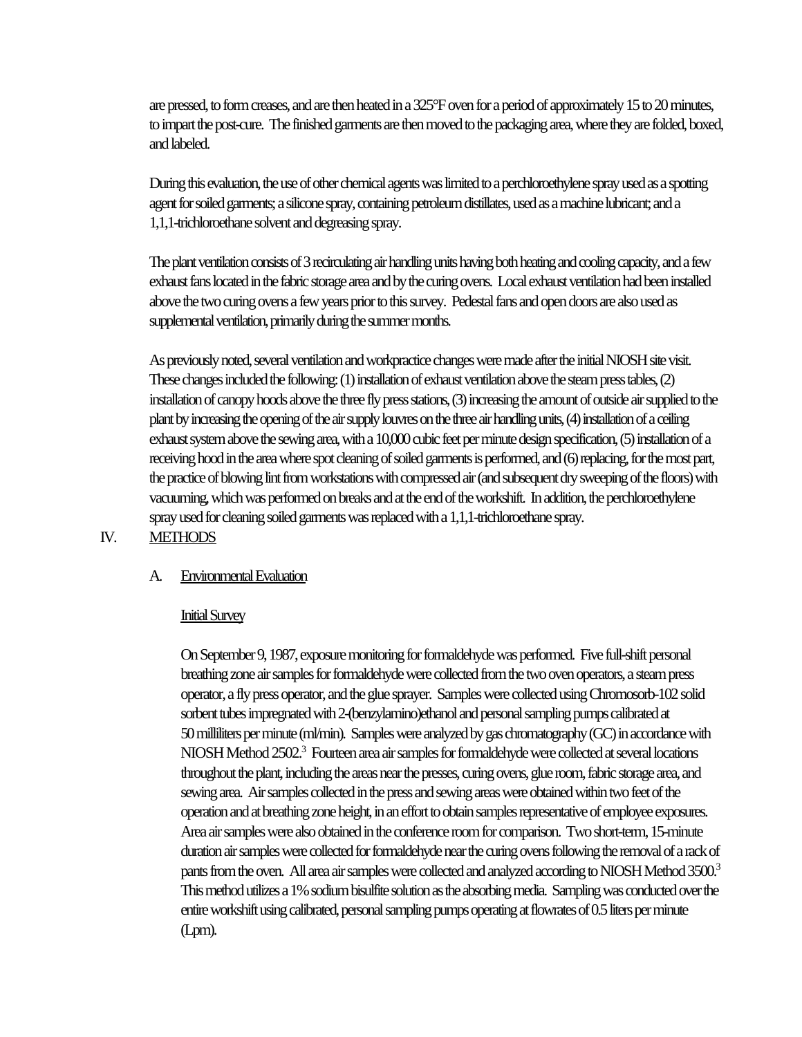are pressed, to form creases, and are then heated in a 325°F oven for a period of approximately 15 to 20 minutes, to impart the post-cure. The finished garments are then moved to the packaging area, where they are folded, boxed, and labeled.

During this evaluation, the use of other chemical agents was limited to a perchloroethylene spray used as a spotting agent for soiled garments; a silicone spray, containing petroleum distillates, used as a machine lubricant; and a 1,1,1-trichloroethane solvent and degreasing spray.

The plant ventilation consists of 3 recirculating air handling units having both heating and cooling capacity, and a few exhaust fans located in the fabric storage area and by the curing ovens. Local exhaust ventilation had been installed above the two curing ovens a few years prior to this survey. Pedestal fans and open doors are also used as supplemental ventilation, primarily during the summer months.

As previously noted, several ventilation and workpractice changes were made after the initial NIOSH site visit. These changes included the following: (1) installation of exhaust ventilation above the steam press tables, (2) installation of canopy hoods above the three fly press stations, (3) increasing the amount of outside air supplied to the plant by increasing the opening of the air supply louvres on the three air handling units, (4) installation of a ceiling exhaust system above the sewing area, with a 10,000 cubic feet per minute design specification, (5) installation of a receiving hood in the area where spot cleaning of soiled garments is performed, and (6) replacing, for the most part, the practice of blowing lint from workstations with compressed air (and subsequent dry sweeping of the floors) with vacuuming, which was performed on breaks and at the end of the workshift. In addition, the perchloroethylene spray used for cleaning soiled garments was replaced with a 1,1,1-trichloroethane spray.

## IV. METHODS

### A. Environmental Evaluation

#### Initial Survey

On September 9, 1987, exposure monitoring for formaldehyde was performed. Five full-shift personal breathing zone air samples for formaldehyde were collected from the two oven operators, a steam press operator, a fly press operator, and the glue sprayer. Samples were collected using Chromosorb-102 solid sorbent tubes impregnated with 2-(benzylamino)ethanol and personal sampling pumps calibrated at 50 milliliters per minute (ml/min). Samples were analyzed by gas chromatography (GC) in accordance with NIOSH Method 2502.[3] Fourteen area air samples for formaldehyde were collected at several locations throughout the plant, including the areas near the presses, curing ovens, glue room, fabric storage area, and sewing area. Air samples collected in the press and sewing areas were obtained within two feet of the operation and at breathing zone height, in an effort to obtain samples representative of employee exposures. Area air samples were also obtained in the conference room for comparison. Two short-term, 15-minute duration air samples were collected for formaldehyde near the curing ovens following the removal of a rack of pants from the oven. All area air samples were collected and analyzed according to NIOSH Method 3500.[3] This method utilizes a 1% sodium bisulfite solution as the absorbing media. Sampling was conducted over the entire workshift using calibrated, personal sampling pumps operating at flowrates of 0.5 liters per minute (Lpm).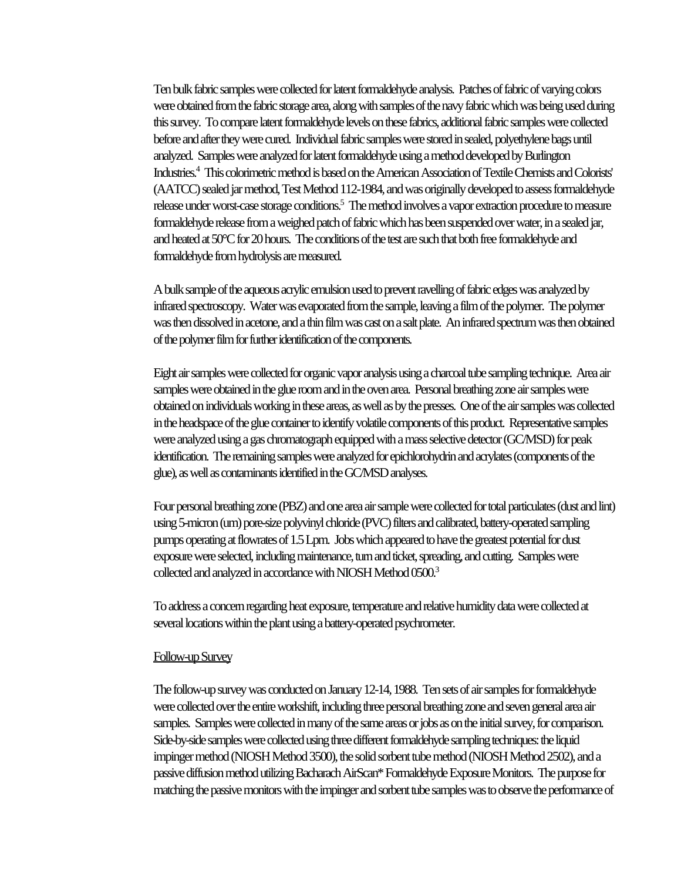Ten bulk fabric samples were collected for latent formaldehyde analysis. Patches of fabric of varying colors were obtained from the fabric storage area, along with samples of the navy fabric which was being used during this survey. To compare latent formaldehyde levels on these fabrics, additional fabric samples were collected before and after they were cured. Individual fabric samples were stored in sealed, polyethylene bags until analyzed. Samples were analyzed for latent formaldehyde using a method developed by Burlington Industries.[4] This colorimetric method is based on the American Association of Textile Chemists and Colorists' (AATCC) sealed jar method, Test Method 112-1984, and was originally developed to assess formaldehyde release under worst-case storage conditions.[5] The method involves a vapor extraction procedure to measure formaldehyde release from a weighed patch of fabric which has been suspended over water, in a sealed jar, and heated at 50°C for 20 hours. The conditions of the test are such that both free formaldehyde and formaldehyde from hydrolysis are measured.

A bulk sample of the aqueous acrylic emulsion used to prevent ravelling of fabric edges was analyzed by infrared spectroscopy. Water was evaporated from the sample, leaving a film of the polymer. The polymer was then dissolved in acetone, and a thin film was cast on a salt plate. An infrared spectrum was then obtained of the polymer film for further identification of the components.

Eight air samples were collected for organic vapor analysis using a charcoal tube sampling technique. Area air samples were obtained in the glue room and in the oven area. Personal breathing zone air samples were obtained on individuals working in these areas, as well as by the presses. One of the air samples was collected in the headspace of the glue container to identify volatile components of this product. Representative samples were analyzed using a gas chromatograph equipped with a mass selective detector (GC/MSD) for peak identification. The remaining samples were analyzed for epichlorohydrin and acrylates (components of the glue), as well as contaminants identified in the GC/MSD analyses.

Four personal breathing zone (PBZ) and one area air sample were collected for total particulates (dust and lint) using 5-micron (um) pore-size polyvinyl chloride (PVC) filters and calibrated, battery-operated sampling pumps operating at flowrates of 1.5 Lpm. Jobs which appeared to have the greatest potential for dust exposure were selected, including maintenance, turn and ticket, spreading, and cutting. Samples were collected and analyzed in accordance with NIOSH Method 0500.[3]

To address a concern regarding heat exposure, temperature and relative humidity data were collected at several locations within the plant using a battery-operated psychrometer.

Follow-up Survey

The follow-up survey was conducted on January 12-14, 1988. Ten sets of air samples for formaldehyde were collected over the entire workshift, including three personal breathing zone and seven general area air samples. Samples were collected in many of the same areas or jobs as on the initial survey, for comparison. Side-by-side samples were collected using three different formaldehyde sampling techniques: the liquid impinger method (NIOSH Method 3500), the solid sorbent tube method (NIOSH Method 2502), and a passive diffusion method utilizing Bacharach AirScan* Formaldehyde Exposure Monitors. The purpose for matching the passive monitors with the impinger and sorbent tube samples was to observe the performance of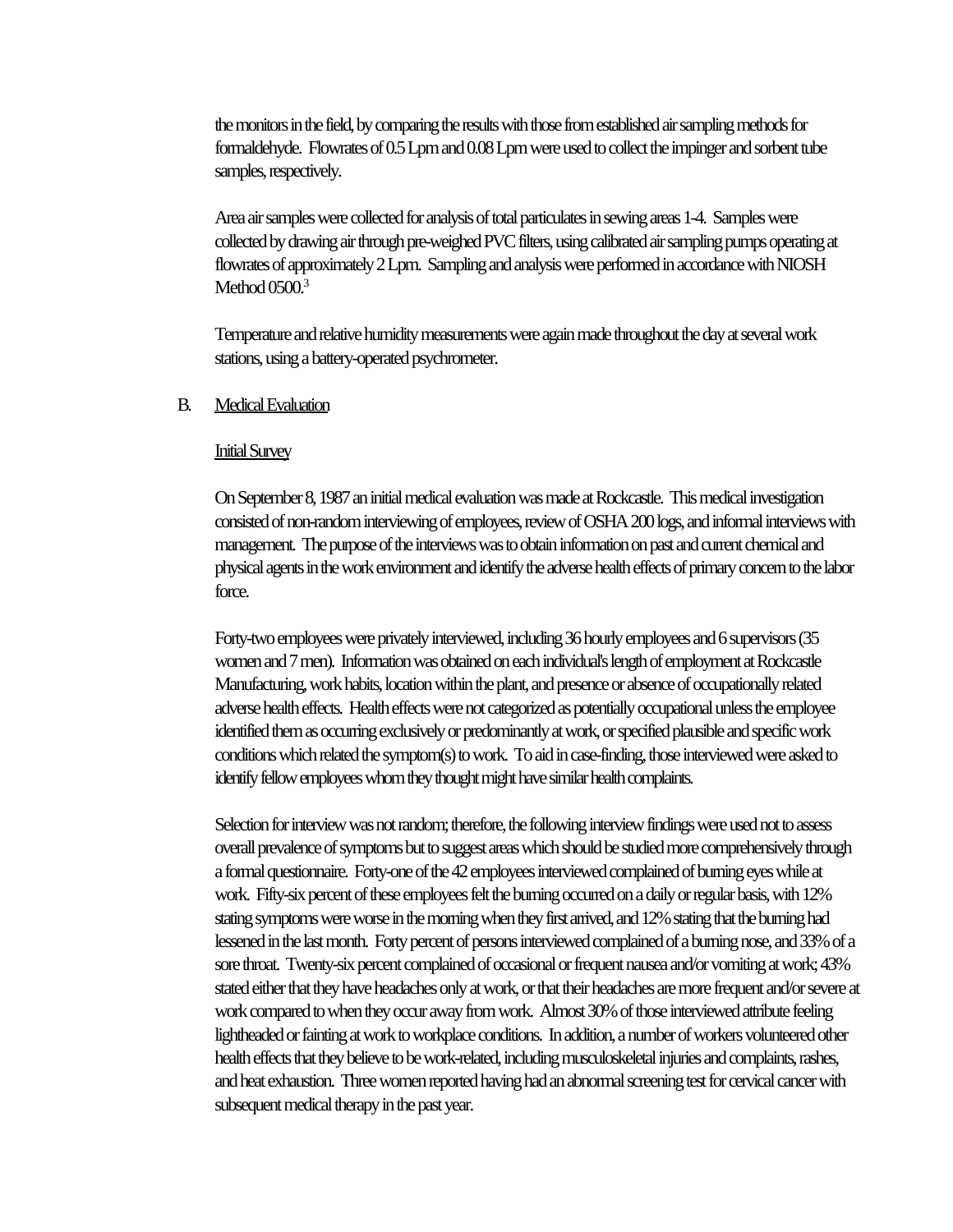the monitors in the field, by comparing the results with those from established air sampling methods for formaldehyde. Flowrates of 0.5 Lpm and 0.08 Lpm were used to collect the impinger and sorbent tube samples, respectively.

Area air samples were collected for analysis of total particulates in sewing areas 1-4. Samples were collected by drawing air through pre-weighed PVC filters, using calibrated air sampling pumps operating at flowrates of approximately 2 Lpm. Sampling and analysis were performed in accordance with NIOSH Method 0500.[3]

Temperature and relative humidity measurements were again made throughout the day at several work stations, using a battery-operated psychrometer.

B. Medical Evaluation

Initial Survey

On September 8, 1987 an initial medical evaluation was made at Rockcastle. This medical investigation consisted of non-random interviewing of employees, review of OSHA 200 logs, and informal interviews with management. The purpose of the interviews was to obtain information on past and current chemical and physical agents in the work environment and identify the adverse health effects of primary concern to the labor force.

Forty-two employees were privately interviewed, including 36 hourly employees and 6 supervisors (35 women and 7 men). Information was obtained on each individual's length of employment at Rockcastle Manufacturing, work habits, location within the plant, and presence or absence of occupationally related adverse health effects. Health effects were not categorized as potentially occupational unless the employee identified them as occurring exclusively or predominantly at work, or specified plausible and specific work conditions which related the symptom(s) to work. To aid in case-finding, those interviewed were asked to identify fellow employees whom they thought might have similar health complaints.

Selection for interview was not random; therefore, the following interview findings were used not to assess overall prevalence of symptoms but to suggest areas which should be studied more comprehensively through a formal questionnaire. Forty-one of the 42 employees interviewed complained of burning eyes while at work. Fifty-six percent of these employees felt the burning occurred on a daily or regular basis, with 12% stating symptoms were worse in the morning when they first arrived, and 12% stating that the burning had lessened in the last month. Forty percent of persons interviewed complained of a burning nose, and 33% of a sore throat. Twenty-six percent complained of occasional or frequent nausea and/or vomiting at work; 43% stated either that they have headaches only at work, or that their headaches are more frequent and/or severe at work compared to when they occur away from work. Almost 30% of those interviewed attribute feeling lightheaded or fainting at work to workplace conditions. In addition, a number of workers volunteered other health effects that they believe to be work-related, including musculoskeletal injuries and complaints, rashes, and heat exhaustion. Three women reported having had an abnormal screening test for cervical cancer with subsequent medical therapy in the past year.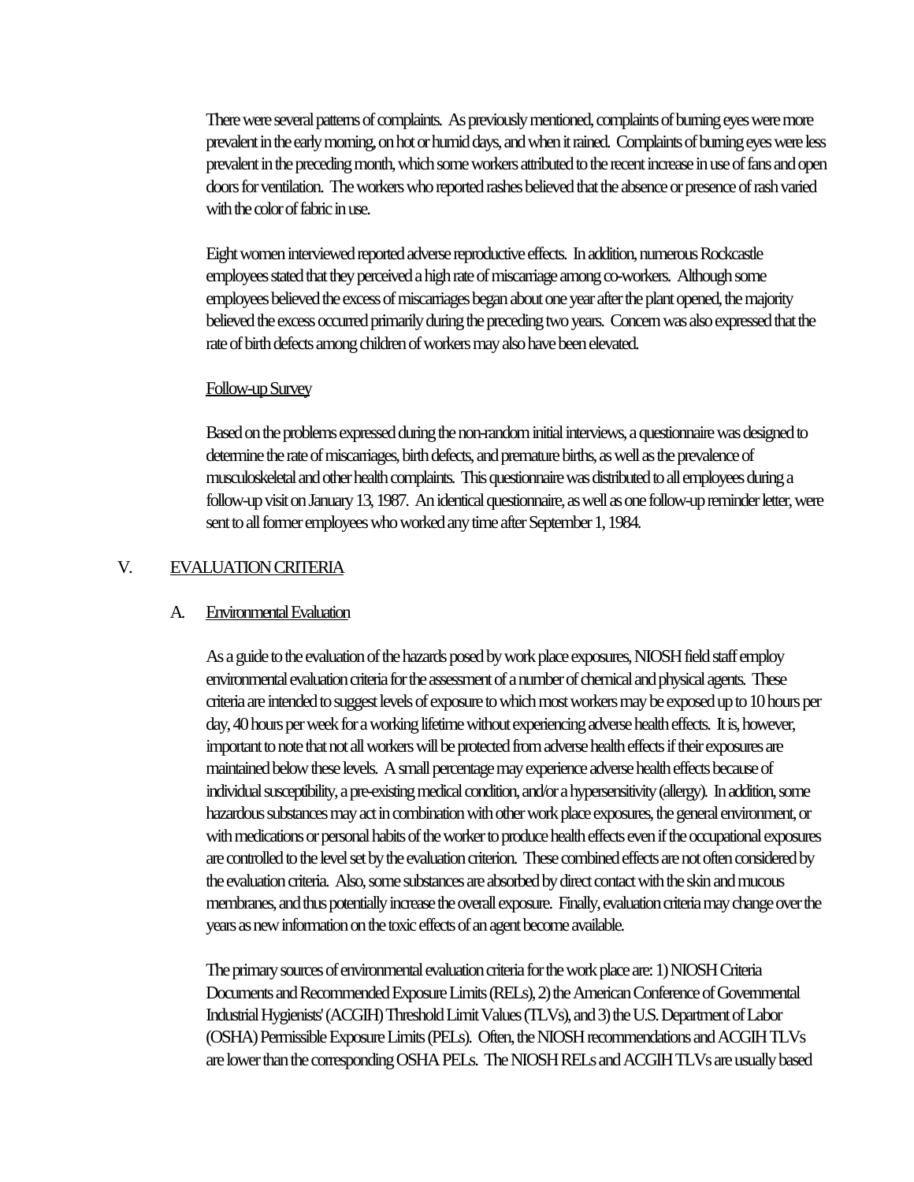There were several patterns of complaints. As previously mentioned, complaints of burning eyes were more prevalent in the early morning, on hot or humid days, and when it rained. Complaints of burning eyes were less prevalent in the preceding month, which some workers attributed to the recent increase in use of fans and open doors for ventilation. The workers who reported rashes believed that the absence or presence of rash varied with the color of fabric in use.

Eight women interviewed reported adverse reproductive effects. In addition, numerous Rockcastle employees stated that they perceived a high rate of miscarriage among co-workers. Although some employees believed the excess of miscarriages began about one year after the plant opened, the majority believed the excess occurred primarily during the preceding two years. Concern was also expressed that the rate of birth defects among children of workers may also have been elevated.

Follow-up Survey

Based on the problems expressed during the non-random initial interviews, a questionnaire was designed to determine the rate of miscarriages, birth defects, and premature births, as well as the prevalence of musculoskeletal and other health complaints. This questionnaire was distributed to all employees during a follow-up visit on January 13, 1987. An identical questionnaire, as well as one follow-up reminder letter, were sent to all former employees who worked any time after September 1, 1984.

## V. EVALUATION CRITERIA

### A. Environmental Evaluation

As a guide to the evaluation of the hazards posed by work place exposures, NIOSH field staff employ environmental evaluation criteria for the assessment of a number of chemical and physical agents. These criteria are intended to suggest levels of exposure to which most workers may be exposed up to 10 hours per day, 40 hours per week for a working lifetime without experiencing adverse health effects. It is, however, important to note that not all workers will be protected from adverse health effects if their exposures are maintained below these levels. A small percentage may experience adverse health effects because of individual susceptibility, a pre-existing medical condition, and/or a hypersensitivity (allergy). In addition, some hazardous substances may act in combination with other work place exposures, the general environment, or with medications or personal habits of the worker to produce health effects even if the occupational exposures are controlled to the level set by the evaluation criterion. These combined effects are not often considered by the evaluation criteria. Also, some substances are absorbed by direct contact with the skin and mucous membranes, and thus potentially increase the overall exposure. Finally, evaluation criteria may change over the years as new information on the toxic effects of an agent become available.

The primary sources of environmental evaluation criteria for the work place are: 1) NIOSH Criteria Documents and Recommended Exposure Limits (RELs), 2) the American Conference of Governmental Industrial Hygienists' (ACGIH) Threshold Limit Values (TLVs), and 3) the U.S. Department of Labor (OSHA) Permissible Exposure Limits (PELs). Often, the NIOSH recommendations and ACGIH TLVs are lower than the corresponding OSHA PELs. The NIOSH RELs and ACGIH TLVs are usually based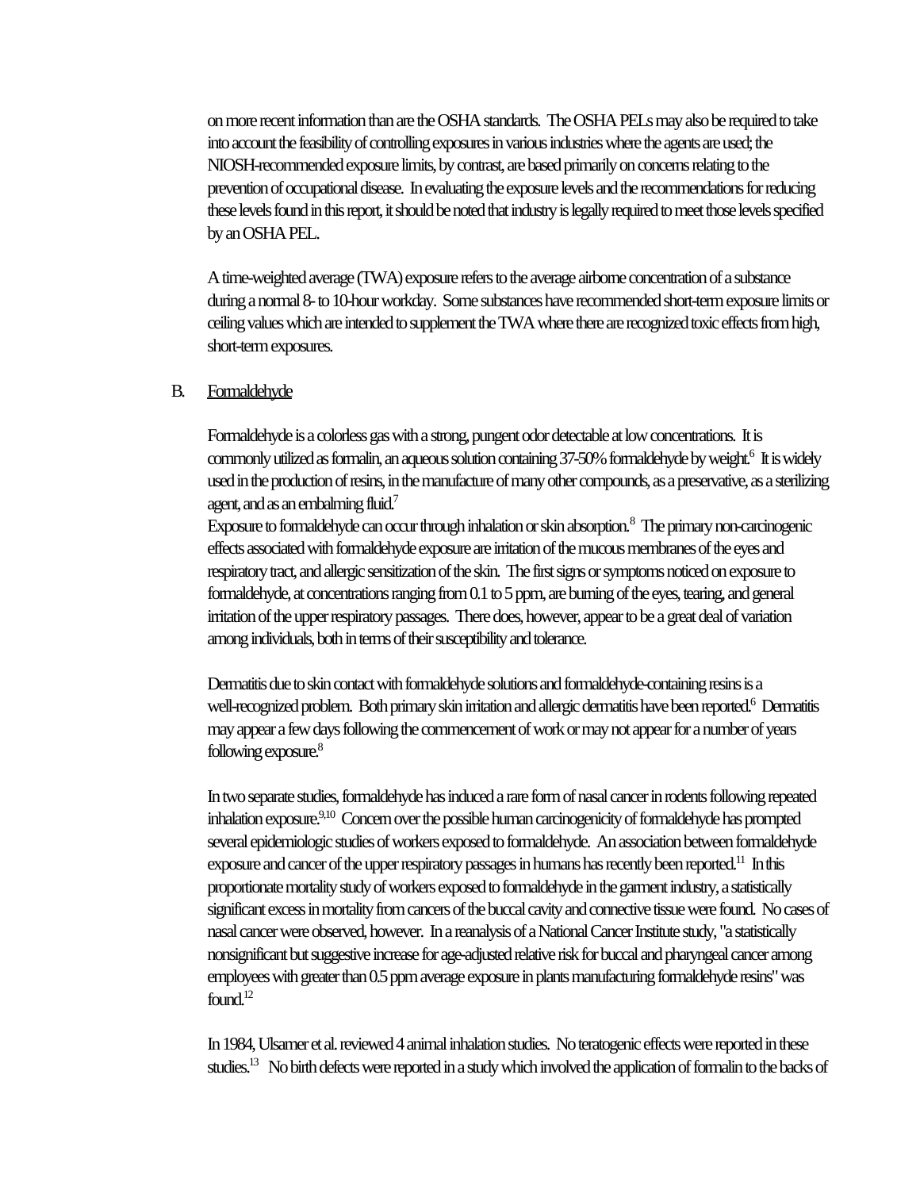on more recent information than are the OSHA standards. The OSHA PELs may also be required to take into account the feasibility of controlling exposures in various industries where the agents are used; the NIOSH-recommended exposure limits, by contrast, are based primarily on concerns relating to the prevention of occupational disease. In evaluating the exposure levels and the recommendations for reducing these levels found in this report, it should be noted that industry is legally required to meet those levels specified by an OSHA PEL.

A time-weighted average (TWA) exposure refers to the average airborne concentration of a substance during a normal 8- to 10-hour workday. Some substances have recommended short-term exposure limits or ceiling values which are intended to supplement the TWA where there are recognized toxic effects from high, short-term exposures.

## B. Formaldehyde

Formaldehyde is a colorless gas with a strong, pungent odor detectable at low concentrations. It is commonly utilized as formalin, an aqueous solution containing 37-50% formaldehyde by weight.[6] It is widely used in the production of resins, in the manufacture of many other compounds, as a preservative, as a sterilizing agent, and as an embalming fluid.[7]
Exposure to formaldehyde can occur through inhalation or skin absorption.[8] The primary non-carcinogenic effects associated with formaldehyde exposure are irritation of the mucous membranes of the eyes and respiratory tract, and allergic sensitization of the skin. The first signs or symptoms noticed on exposure to formaldehyde, at concentrations ranging from 0.1 to 5 ppm, are burning of the eyes, tearing, and general irritation of the upper respiratory passages. There does, however, appear to be a great deal of variation among individuals, both in terms of their susceptibility and tolerance.

Dermatitis due to skin contact with formaldehyde solutions and formaldehyde-containing resins is a well-recognized problem. Both primary skin irritation and allergic dermatitis have been reported.[6] Dermatitis may appear a few days following the commencement of work or may not appear for a number of years following exposure.[8]

In two separate studies, formaldehyde has induced a rare form of nasal cancer in rodents following repeated inhalation exposure.[9,10] Concern over the possible human carcinogenicity of formaldehyde has prompted several epidemiologic studies of workers exposed to formaldehyde. An association between formaldehyde exposure and cancer of the upper respiratory passages in humans has recently been reported.[11] In this proportionate mortality study of workers exposed to formaldehyde in the garment industry, a statistically significant excess in mortality from cancers of the buccal cavity and connective tissue were found. No cases of nasal cancer were observed, however. In a reanalysis of a National Cancer Institute study, "a statistically nonsignificant but suggestive increase for age-adjusted relative risk for buccal and pharyngeal cancer among employees with greater than 0.5 ppm average exposure in plants manufacturing formaldehyde resins" was found.[12]

In 1984, Ulsamer et al. reviewed 4 animal inhalation studies. No teratogenic effects were reported in these studies.[13] No birth defects were reported in a study which involved the application of formalin to the backs of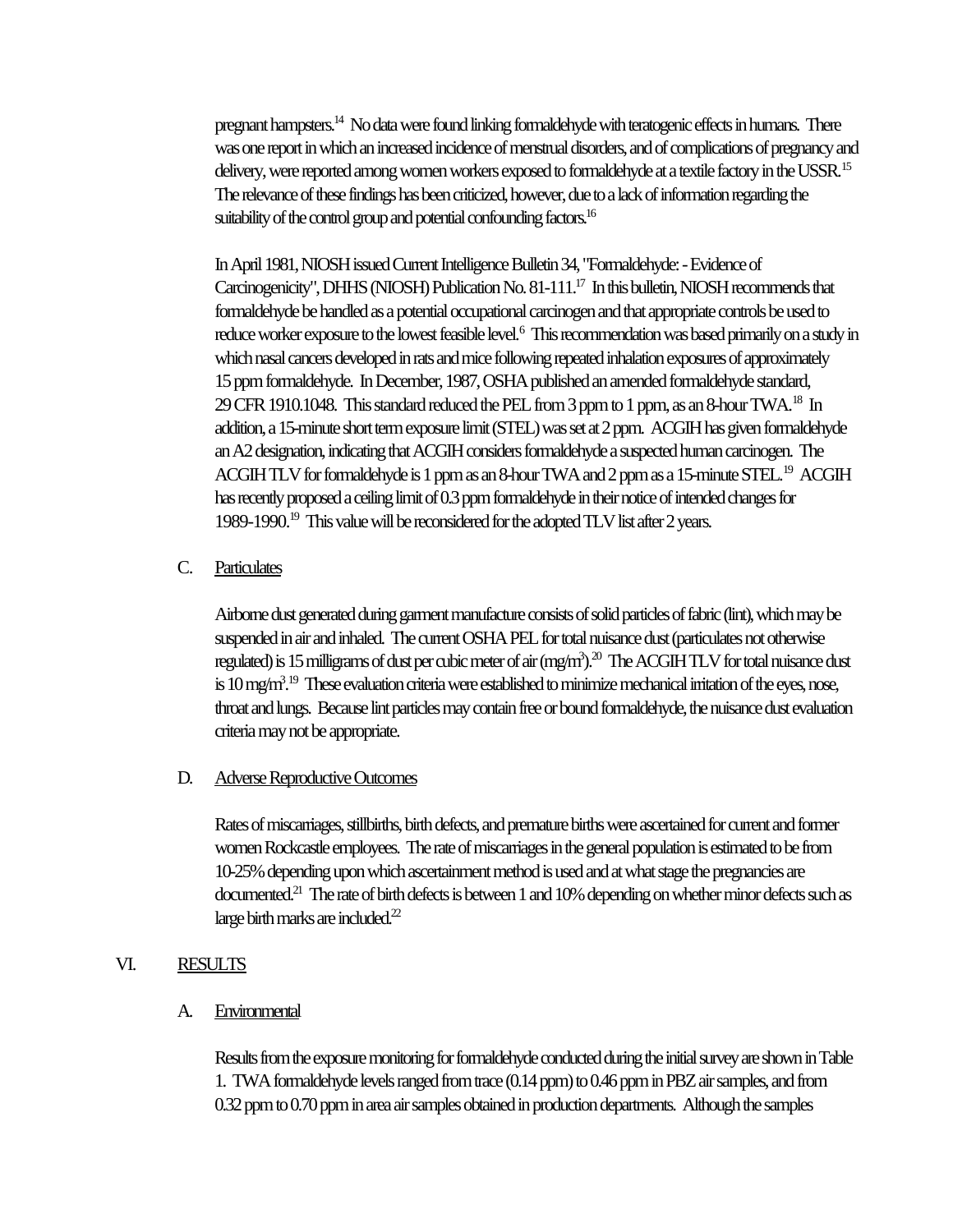pregnant hampsters.[14] No data were found linking formaldehyde with teratogenic effects in humans. There was one report in which an increased incidence of menstrual disorders, and of complications of pregnancy and delivery, were reported among women workers exposed to formaldehyde at a textile factory in the USSR.[15] The relevance of these findings has been criticized, however, due to a lack of information regarding the suitability of the control group and potential confounding factors.[16]

In April 1981, NIOSH issued Current Intelligence Bulletin 34, "Formaldehyde: - Evidence of Carcinogenicity", DHHS (NIOSH) Publication No. 81-111.[17] In this bulletin, NIOSH recommends that formaldehyde be handled as a potential occupational carcinogen and that appropriate controls be used to reduce worker exposure to the lowest feasible level.[6] This recommendation was based primarily on a study in which nasal cancers developed in rats and mice following repeated inhalation exposures of approximately 15 ppm formaldehyde. In December, 1987, OSHA published an amended formaldehyde standard, 29 CFR 1910.1048. This standard reduced the PEL from 3 ppm to 1 ppm, as an 8-hour TWA.[18] In addition, a 15-minute short term exposure limit (STEL) was set at 2 ppm. ACGIH has given formaldehyde an A2 designation, indicating that ACGIH considers formaldehyde a suspected human carcinogen. The ACGIH TLV for formaldehyde is 1 ppm as an 8-hour TWA and 2 ppm as a 15-minute STEL.[19] ACGIH has recently proposed a ceiling limit of 0.3 ppm formaldehyde in their notice of intended changes for 1989-1990.[19] This value will be reconsidered for the adopted TLV list after 2 years.

### C. Particulates

Airborne dust generated during garment manufacture consists of solid particles of fabric (lint), which may be suspended in air and inhaled. The current OSHA PEL for total nuisance dust (particulates not otherwise regulated) is 15 milligrams of dust per cubic meter of air (mg/m$^3$).[20] The ACGIH TLV for total nuisance dust is 10 mg/m$^3$.[19] These evaluation criteria were established to minimize mechanical irritation of the eyes, nose, throat and lungs. Because lint particles may contain free or bound formaldehyde, the nuisance dust evaluation criteria may not be appropriate.

### D. Adverse Reproductive Outcomes

Rates of miscarriages, stillbirths, birth defects, and premature births were ascertained for current and former women Rockcastle employees. The rate of miscarriages in the general population is estimated to be from 10-25% depending upon which ascertainment method is used and at what stage the pregnancies are documented.[21] The rate of birth defects is between 1 and 10% depending on whether minor defects such as large birth marks are included.[22]

## VI. RESULTS

### A. Environmental

Results from the exposure monitoring for formaldehyde conducted during the initial survey are shown in Table 1. TWA formaldehyde levels ranged from trace (0.14 ppm) to 0.46 ppm in PBZ air samples, and from 0.32 ppm to 0.70 ppm in area air samples obtained in production departments. Although the samples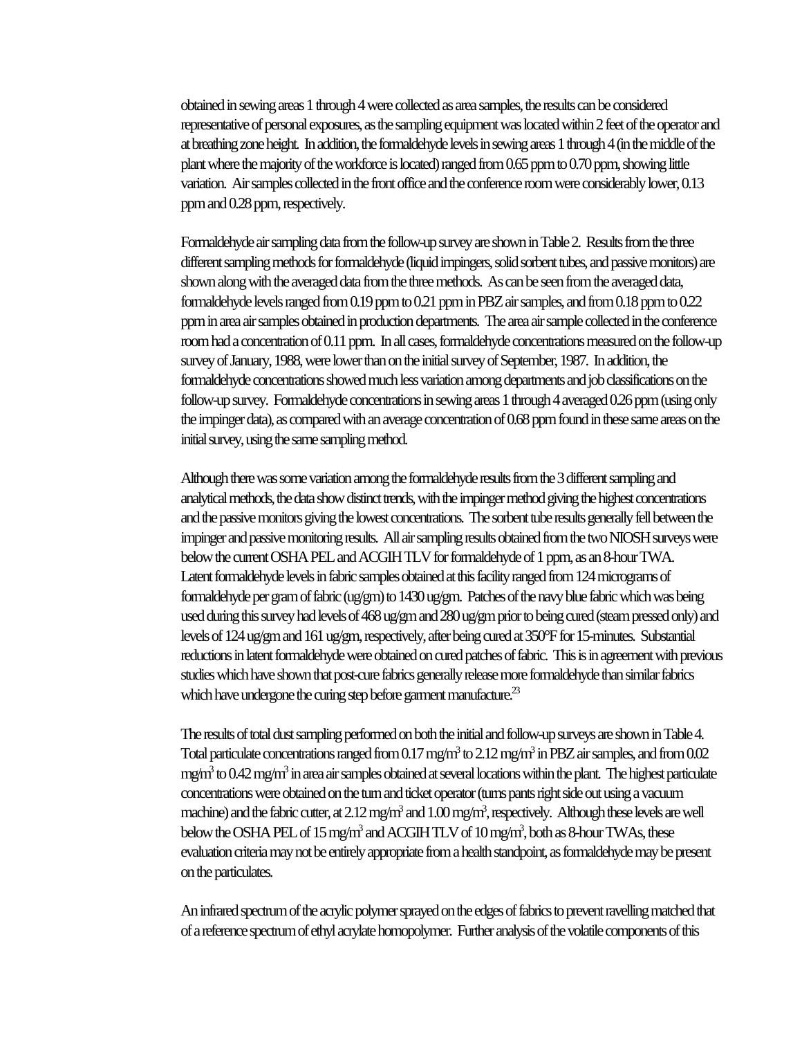obtained in sewing areas 1 through 4 were collected as area samples, the results can be considered representative of personal exposures, as the sampling equipment was located within 2 feet of the operator and at breathing zone height. In addition, the formaldehyde levels in sewing areas 1 through 4 (in the middle of the plant where the majority of the workforce is located) ranged from 0.65 ppm to 0.70 ppm, showing little variation. Air samples collected in the front office and the conference room were considerably lower, 0.13 ppm and 0.28 ppm, respectively.

Formaldehyde air sampling data from the follow-up survey are shown in Table 2. Results from the three different sampling methods for formaldehyde (liquid impingers, solid sorbent tubes, and passive monitors) are shown along with the averaged data from the three methods. As can be seen from the averaged data, formaldehyde levels ranged from 0.19 ppm to 0.21 ppm in PBZ air samples, and from 0.18 ppm to 0.22 ppm in area air samples obtained in production departments. The area air sample collected in the conference room had a concentration of 0.11 ppm. In all cases, formaldehyde concentrations measured on the follow-up survey of January, 1988, were lower than on the initial survey of September, 1987. In addition, the formaldehyde concentrations showed much less variation among departments and job classifications on the follow-up survey. Formaldehyde concentrations in sewing areas 1 through 4 averaged 0.26 ppm (using only the impinger data), as compared with an average concentration of 0.68 ppm found in these same areas on the initial survey, using the same sampling method.

Although there was some variation among the formaldehyde results from the 3 different sampling and analytical methods, the data show distinct trends, with the impinger method giving the highest concentrations and the passive monitors giving the lowest concentrations. The sorbent tube results generally fell between the impinger and passive monitoring results. All air sampling results obtained from the two NIOSH surveys were below the current OSHA PEL and ACGIH TLV for formaldehyde of 1 ppm, as an 8-hour TWA. Latent formaldehyde levels in fabric samples obtained at this facility ranged from 124 micrograms of formaldehyde per gram of fabric (ug/gm) to 1430 ug/gm. Patches of the navy blue fabric which was being used during this survey had levels of 468 ug/gm and 280 ug/gm prior to being cured (steam pressed only) and levels of 124 ug/gm and 161 ug/gm, respectively, after being cured at 350°F for 15-minutes. Substantial reductions in latent formaldehyde were obtained on cured patches of fabric. This is in agreement with previous studies which have shown that post-cure fabrics generally release more formaldehyde than similar fabrics which have undergone the curing step before garment manufacture.[23]

The results of total dust sampling performed on both the initial and follow-up surveys are shown in Table 4. Total particulate concentrations ranged from 0.17 mg/m$^3$ to 2.12 mg/m$^3$ in PBZ air samples, and from 0.02 mg/m$^3$ to 0.42 mg/m$^3$ in area air samples obtained at several locations within the plant. The highest particulate concentrations were obtained on the turn and ticket operator (turns pants right side out using a vacuum machine) and the fabric cutter, at 2.12 mg/m$^3$ and 1.00 mg/m$^3$, respectively. Although these levels are well below the OSHA PEL of 15 mg/m$^3$ and ACGIH TLV of 10 mg/m$^3$, both as 8-hour TWAs, these evaluation criteria may not be entirely appropriate from a health standpoint, as formaldehyde may be present on the particulates.

An infrared spectrum of the acrylic polymer sprayed on the edges of fabrics to prevent ravelling matched that of a reference spectrum of ethyl acrylate homopolymer. Further analysis of the volatile components of this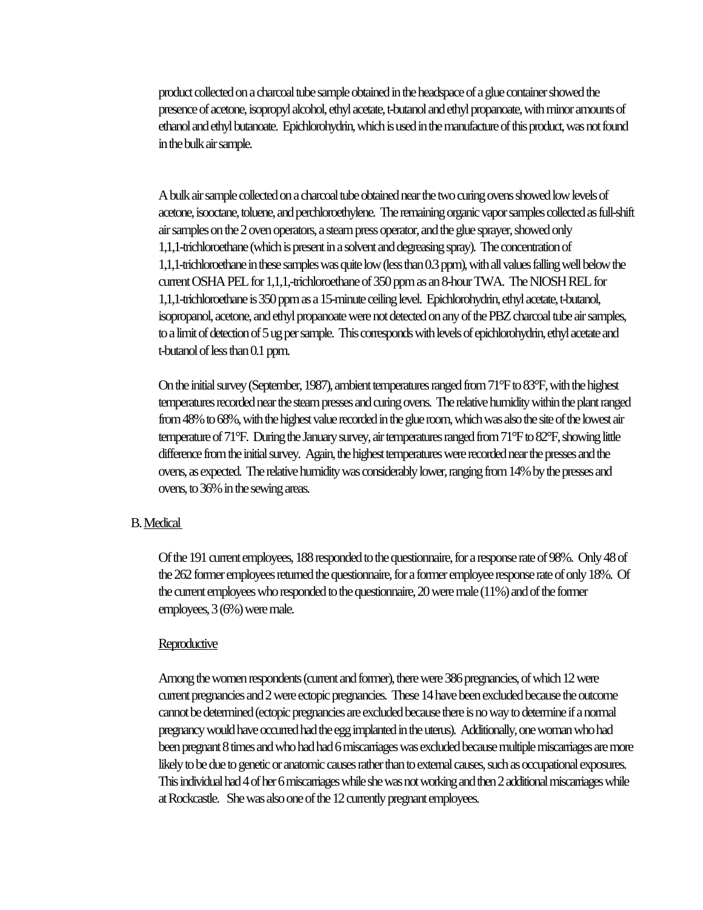product collected on a charcoal tube sample obtained in the headspace of a glue container showed the presence of acetone, isopropyl alcohol, ethyl acetate, t-butanol and ethyl propanoate, with minor amounts of ethanol and ethyl butanoate. Epichlorohydrin, which is used in the manufacture of this product, was not found in the bulk air sample.

A bulk air sample collected on a charcoal tube obtained near the two curing ovens showed low levels of acetone, isooctane, toluene, and perchloroethylene. The remaining organic vapor samples collected as full-shift air samples on the 2 oven operators, a steam press operator, and the glue sprayer, showed only 1,1,1-trichloroethane (which is present in a solvent and degreasing spray). The concentration of 1,1,1-trichloroethane in these samples was quite low (less than 0.3 ppm), with all values falling well below the current OSHA PEL for 1,1,1,-trichloroethane of 350 ppm as an 8-hour TWA. The NIOSH REL for 1,1,1-trichloroethane is 350 ppm as a 15-minute ceiling level. Epichlorohydrin, ethyl acetate, t-butanol, isopropanol, acetone, and ethyl propanoate were not detected on any of the PBZ charcoal tube air samples, to a limit of detection of 5 ug per sample. This corresponds with levels of epichlorohydrin, ethyl acetate and t-butanol of less than 0.1 ppm.

On the initial survey (September, 1987), ambient temperatures ranged from 71°F to 83°F, with the highest temperatures recorded near the steam presses and curing ovens. The relative humidity within the plant ranged from 48% to 68%, with the highest value recorded in the glue room, which was also the site of the lowest air temperature of 71°F. During the January survey, air temperatures ranged from 71°F to 82°F, showing little difference from the initial survey. Again, the highest temperatures were recorded near the presses and the ovens, as expected. The relative humidity was considerably lower, ranging from 14% by the presses and ovens, to 36% in the sewing areas.

B. Medical

Of the 191 current employees, 188 responded to the questionnaire, for a response rate of 98%. Only 48 of the 262 former employees returned the questionnaire, for a former employee response rate of only 18%. Of the current employees who responded to the questionnaire, 20 were male (11%) and of the former employees, 3 (6%) were male.

Reproductive

Among the women respondents (current and former), there were 386 pregnancies, of which 12 were current pregnancies and 2 were ectopic pregnancies. These 14 have been excluded because the outcome cannot be determined (ectopic pregnancies are excluded because there is no way to determine if a normal pregnancy would have occurred had the egg implanted in the uterus). Additionally, one woman who had been pregnant 8 times and who had had 6 miscarriages was excluded because multiple miscarriages are more likely to be due to genetic or anatomic causes rather than to external causes, such as occupational exposures. This individual had 4 of her 6 miscarriages while she was not working and then 2 additional miscarriages while at Rockcastle. She was also one of the 12 currently pregnant employees.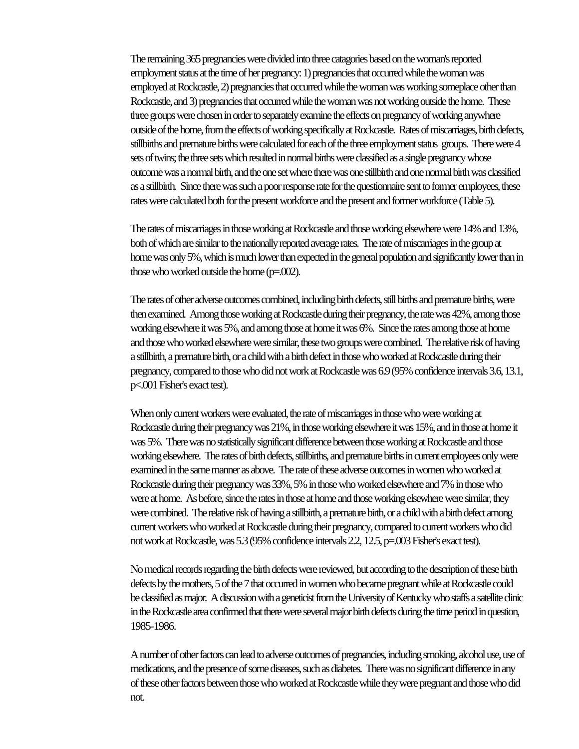The remaining 365 pregnancies were divided into three catagories based on the woman's reported employment status at the time of her pregnancy: 1) pregnancies that occurred while the woman was employed at Rockcastle, 2) pregnancies that occurred while the woman was working someplace other than Rockcastle, and 3) pregnancies that occurred while the woman was not working outside the home. These three groups were chosen in order to separately examine the effects on pregnancy of working anywhere outside of the home, from the effects of working specifically at Rockcastle. Rates of miscarriages, birth defects, stillbirths and premature births were calculated for each of the three employment status groups. There were 4 sets of twins; the three sets which resulted in normal births were classified as a single pregnancy whose outcome was a normal birth, and the one set where there was one stillbirth and one normal birth was classified as a stillbirth. Since there was such a poor response rate for the questionnaire sent to former employees, these rates were calculated both for the present workforce and the present and former workforce (Table 5).

The rates of miscarriages in those working at Rockcastle and those working elsewhere were 14% and 13%, both of which are similar to the nationally reported average rates. The rate of miscarriages in the group at home was only 5%, which is much lower than expected in the general population and significantly lower than in those who worked outside the home (p=.002).

The rates of other adverse outcomes combined, including birth defects, still births and premature births, were then examined. Among those working at Rockcastle during their pregnancy, the rate was 42%, among those working elsewhere it was 5%, and among those at home it was 6%. Since the rates among those at home and those who worked elsewhere were similar, these two groups were combined. The relative risk of having a stillbirth, a premature birth, or a child with a birth defect in those who worked at Rockcastle during their pregnancy, compared to those who did not work at Rockcastle was 6.9 (95% confidence intervals 3.6, 13.1, p<.001 Fisher's exact test).

When only current workers were evaluated, the rate of miscarriages in those who were working at Rockcastle during their pregnancy was 21%, in those working elsewhere it was 15%, and in those at home it was 5%. There was no statistically significant difference between those working at Rockcastle and those working elsewhere. The rates of birth defects, stillbirths, and premature births in current employees only were examined in the same manner as above. The rate of these adverse outcomes in women who worked at Rockcastle during their pregnancy was 33%, 5% in those who worked elsewhere and 7% in those who were at home. As before, since the rates in those at home and those working elsewhere were similar, they were combined. The relative risk of having a stillbirth, a premature birth, or a child with a birth defect among current workers who worked at Rockcastle during their pregnancy, compared to current workers who did not work at Rockcastle, was 5.3 (95% confidence intervals 2.2, 12.5, p=.003 Fisher's exact test).

No medical records regarding the birth defects were reviewed, but according to the description of these birth defects by the mothers, 5 of the 7 that occurred in women who became pregnant while at Rockcastle could be classified as major. A discussion with a geneticist from the University of Kentucky who staffs a satellite clinic in the Rockcastle area confirmed that there were several major birth defects during the time period in question, 1985-1986.

A number of other factors can lead to adverse outcomes of pregnancies, including smoking, alcohol use, use of medications, and the presence of some diseases, such as diabetes. There was no significant difference in any of these other factors between those who worked at Rockcastle while they were pregnant and those who did not.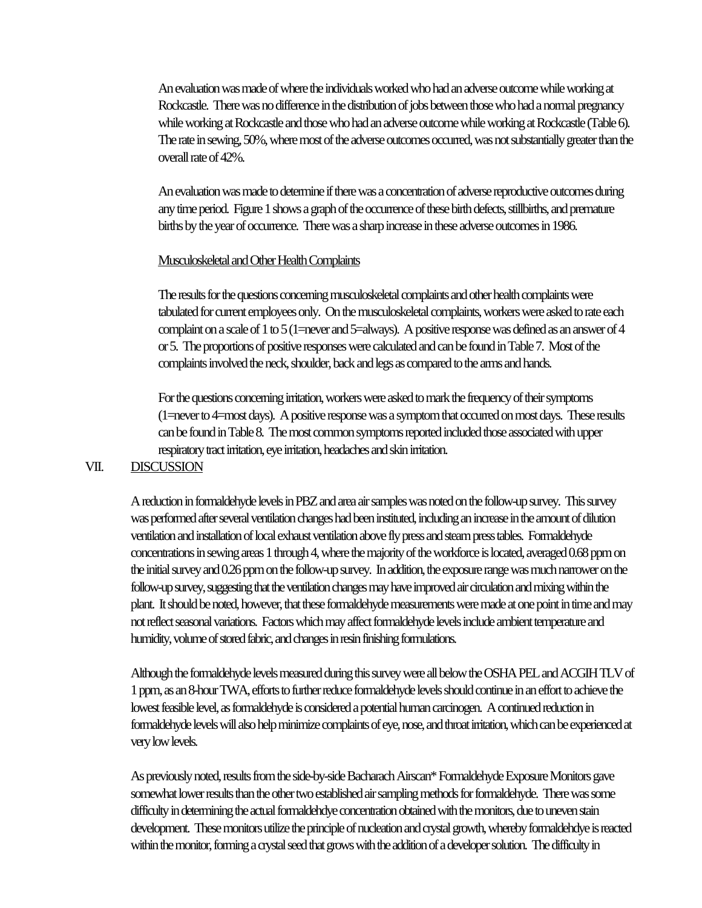An evaluation was made of where the individuals worked who had an adverse outcome while working at Rockcastle. There was no difference in the distribution of jobs between those who had a normal pregnancy while working at Rockcastle and those who had an adverse outcome while working at Rockcastle (Table 6). The rate in sewing, 50%, where most of the adverse outcomes occurred, was not substantially greater than the overall rate of 42%.

An evaluation was made to determine if there was a concentration of adverse reproductive outcomes during any time period. Figure 1 shows a graph of the occurrence of these birth defects, stillbirths, and premature births by the year of occurrence. There was a sharp increase in these adverse outcomes in 1986.

Musculoskeletal and Other Health Complaints

The results for the questions concerning musculoskeletal complaints and other health complaints were tabulated for current employees only. On the musculoskeletal complaints, workers were asked to rate each complaint on a scale of 1 to 5 (1=never and 5=always). A positive response was defined as an answer of 4 or 5. The proportions of positive responses were calculated and can be found in Table 7. Most of the complaints involved the neck, shoulder, back and legs as compared to the arms and hands.

For the questions concerning irritation, workers were asked to mark the frequency of their symptoms (1=never to 4=most days). A positive response was a symptom that occurred on most days. These results can be found in Table 8. The most common symptoms reported included those associated with upper respiratory tract irritation, eye irritation, headaches and skin irritation.

## VII. DISCUSSION

A reduction in formaldehyde levels in PBZ and area air samples was noted on the follow-up survey. This survey was performed after several ventilation changes had been instituted, including an increase in the amount of dilution ventilation and installation of local exhaust ventilation above fly press and steam press tables. Formaldehyde concentrations in sewing areas 1 through 4, where the majority of the workforce is located, averaged 0.68 ppm on the initial survey and 0.26 ppm on the follow-up survey. In addition, the exposure range was much narrower on the follow-up survey, suggesting that the ventilation changes may have improved air circulation and mixing within the plant. It should be noted, however, that these formaldehyde measurements were made at one point in time and may not reflect seasonal variations. Factors which may affect formaldehyde levels include ambient temperature and humidity, volume of stored fabric, and changes in resin finishing formulations.

Although the formaldehyde levels measured during this survey were all below the OSHA PEL and ACGIH TLV of 1 ppm, as an 8-hour TWA, efforts to further reduce formaldehyde levels should continue in an effort to achieve the lowest feasible level, as formaldehyde is considered a potential human carcinogen. A continued reduction in formaldehyde levels will also help minimize complaints of eye, nose, and throat irritation, which can be experienced at very low levels.

As previously noted, results from the side-by-side Bacharach Airscan* Formaldehyde Exposure Monitors gave somewhat lower results than the other two established air sampling methods for formaldehyde. There was some difficulty in determining the actual formaldehdye concentration obtained with the monitors, due to uneven stain development. These monitors utilize the principle of nucleation and crystal growth, whereby formaldehdye is reacted within the monitor, forming a crystal seed that grows with the addition of a developer solution. The difficulty in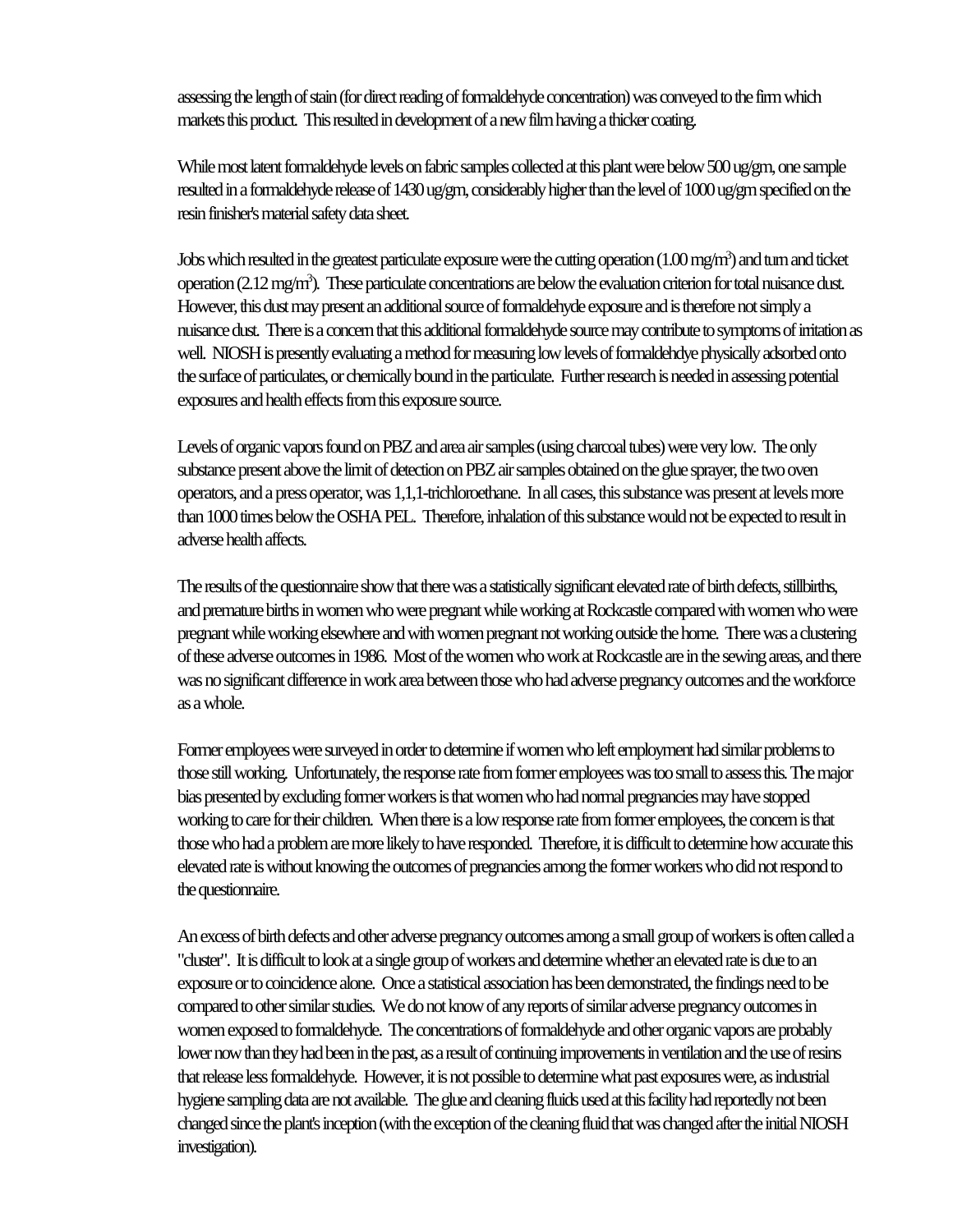assessing the length of stain (for direct reading of formaldehyde concentration) was conveyed to the firm which markets this product. This resulted in development of a new film having a thicker coating.

While most latent formaldehyde levels on fabric samples collected at this plant were below 500 ug/gm, one sample resulted in a formaldehyde release of 1430 ug/gm, considerably higher than the level of 1000 ug/gm specified on the resin finisher's material safety data sheet.

Jobs which resulted in the greatest particulate exposure were the cutting operation (1.00 mg/m$^3$) and turn and ticket operation (2.12 mg/m$^3$). These particulate concentrations are below the evaluation criterion for total nuisance dust. However, this dust may present an additional source of formaldehyde exposure and is therefore not simply a nuisance dust. There is a concern that this additional formaldehyde source may contribute to symptoms of irritation as well. NIOSH is presently evaluating a method for measuring low levels of formaldehdye physically adsorbed onto the surface of particulates, or chemically bound in the particulate. Further research is needed in assessing potential exposures and health effects from this exposure source.

Levels of organic vapors found on PBZ and area air samples (using charcoal tubes) were very low. The only substance present above the limit of detection on PBZ air samples obtained on the glue sprayer, the two oven operators, and a press operator, was 1,1,1-trichloroethane. In all cases, this substance was present at levels more than 1000 times below the OSHA PEL. Therefore, inhalation of this substance would not be expected to result in adverse health affects.

The results of the questionnaire show that there was a statistically significant elevated rate of birth defects, stillbirths, and premature births in women who were pregnant while working at Rockcastle compared with women who were pregnant while working elsewhere and with women pregnant not working outside the home. There was a clustering of these adverse outcomes in 1986. Most of the women who work at Rockcastle are in the sewing areas, and there was no significant difference in work area between those who had adverse pregnancy outcomes and the workforce as a whole.

Former employees were surveyed in order to determine if women who left employment had similar problems to those still working. Unfortunately, the response rate from former employees was too small to assess this. The major bias presented by excluding former workers is that women who had normal pregnancies may have stopped working to care for their children. When there is a low response rate from former employees, the concern is that those who had a problem are more likely to have responded. Therefore, it is difficult to determine how accurate this elevated rate is without knowing the outcomes of pregnancies among the former workers who did not respond to the questionnaire.

An excess of birth defects and other adverse pregnancy outcomes among a small group of workers is often called a "cluster". It is difficult to look at a single group of workers and determine whether an elevated rate is due to an exposure or to coincidence alone. Once a statistical association has been demonstrated, the findings need to be compared to other similar studies. We do not know of any reports of similar adverse pregnancy outcomes in women exposed to formaldehyde. The concentrations of formaldehyde and other organic vapors are probably lower now than they had been in the past, as a result of continuing improvements in ventilation and the use of resins that release less formaldehyde. However, it is not possible to determine what past exposures were, as industrial hygiene sampling data are not available. The glue and cleaning fluids used at this facility had reportedly not been changed since the plant's inception (with the exception of the cleaning fluid that was changed after the initial NIOSH investigation).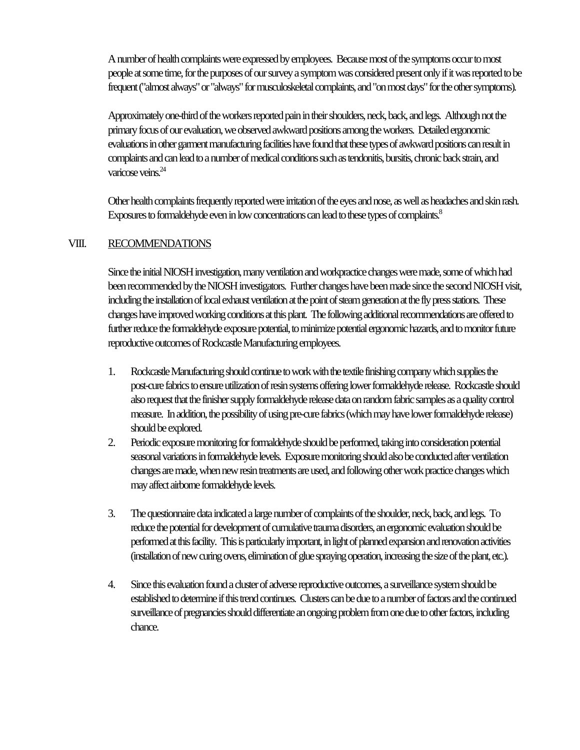A number of health complaints were expressed by employees. Because most of the symptoms occur to most people at some time, for the purposes of our survey a symptom was considered present only if it was reported to be frequent ("almost always" or "always" for musculoskeletal complaints, and "on most days" for the other symptoms).

Approximately one-third of the workers reported pain in their shoulders, neck, back, and legs. Although not the primary focus of our evaluation, we observed awkward positions among the workers. Detailed ergonomic evaluations in other garment manufacturing facilities have found that these types of awkward positions can result in complaints and can lead to a number of medical conditions such as tendonitis, bursitis, chronic back strain, and varicose veins.[24]

Other health complaints frequently reported were irritation of the eyes and nose, as well as headaches and skin rash. Exposures to formaldehyde even in low concentrations can lead to these types of complaints.[8]

## VIII. RECOMMENDATIONS

Since the initial NIOSH investigation, many ventilation and workpractice changes were made, some of which had been recommended by the NIOSH investigators. Further changes have been made since the second NIOSH visit, including the installation of local exhaust ventilation at the point of steam generation at the fly press stations. These changes have improved working conditions at this plant. The following additional recommendations are offered to further reduce the formaldehyde exposure potential, to minimize potential ergonomic hazards, and to monitor future reproductive outcomes of Rockcastle Manufacturing employees.

1. Rockcastle Manufacturing should continue to work with the textile finishing company which supplies the post-cure fabrics to ensure utilization of resin systems offering lower formaldehyde release. Rockcastle should also request that the finisher supply formaldehyde release data on random fabric samples as a quality control measure. In addition, the possibility of using pre-cure fabrics (which may have lower formaldehyde release) should be explored.
2. Periodic exposure monitoring for formaldehyde should be performed, taking into consideration potential seasonal variations in formaldehyde levels. Exposure monitoring should also be conducted after ventilation changes are made, when new resin treatments are used, and following other work practice changes which may affect airborne formaldehyde levels.
3. The questionnaire data indicated a large number of complaints of the shoulder, neck, back, and legs. To reduce the potential for development of cumulative trauma disorders, an ergonomic evaluation should be performed at this facility. This is particularly important, in light of planned expansion and renovation activities (installation of new curing ovens, elimination of glue spraying operation, increasing the size of the plant, etc.).
4. Since this evaluation found a cluster of adverse reproductive outcomes, a surveillance system should be established to determine if this trend continues. Clusters can be due to a number of factors and the continued surveillance of pregnancies should differentiate an ongoing problem from one due to other factors, including chance.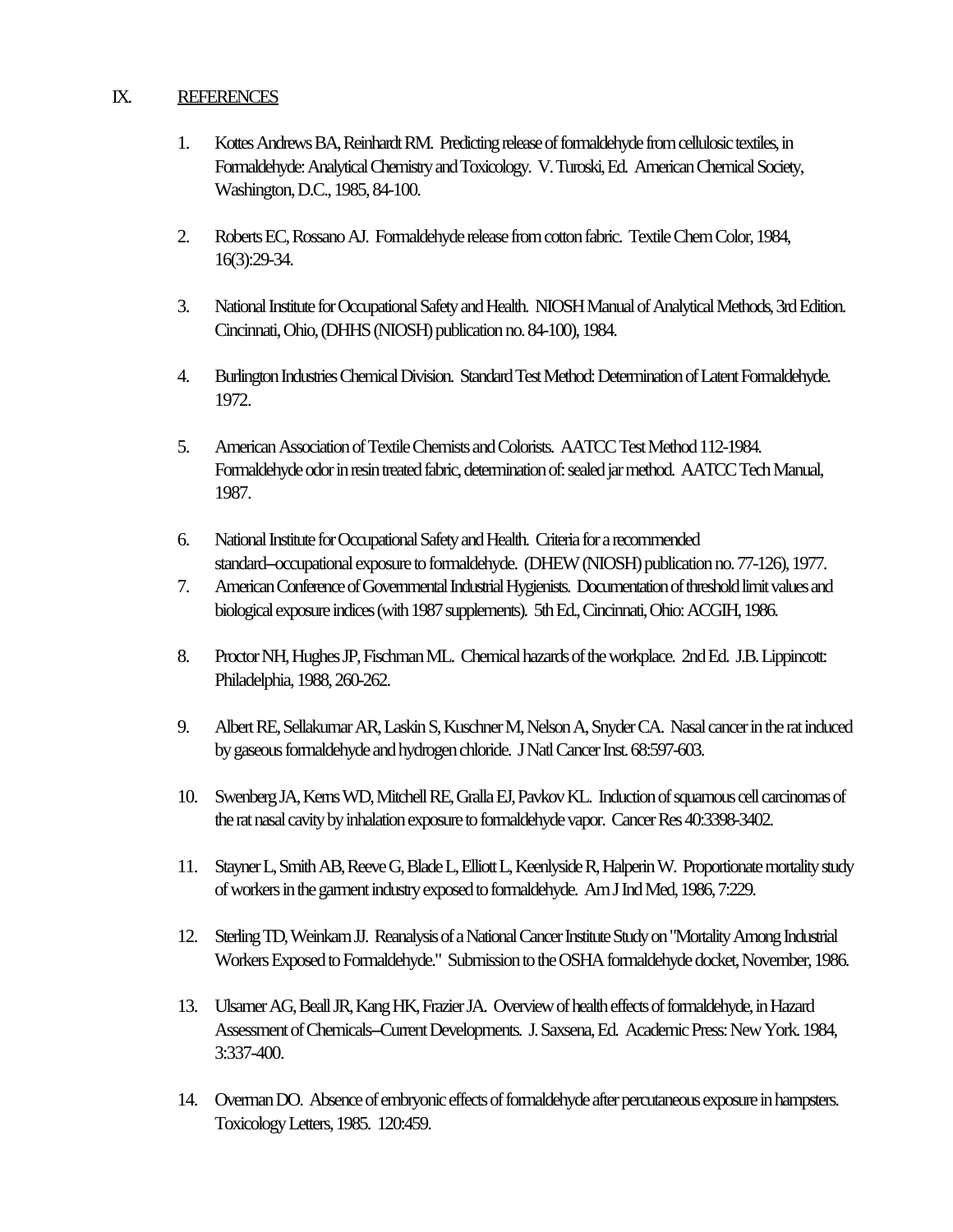## IX. REFERENCES

1. Kottes Andrews BA, Reinhardt RM. Predicting release of formaldehyde from cellulosic textiles, in Formaldehyde: Analytical Chemistry and Toxicology. V. Turoski, Ed. American Chemical Society, Washington, D.C., 1985, 84-100.

2. Roberts EC, Rossano AJ. Formaldehyde release from cotton fabric. Textile Chem Color, 1984, 16(3):29-34.

3. National Institute for Occupational Safety and Health. NIOSH Manual of Analytical Methods, 3rd Edition. Cincinnati, Ohio, (DHHS (NIOSH) publication no. 84-100), 1984.

4. Burlington Industries Chemical Division. Standard Test Method: Determination of Latent Formaldehyde. 1972.

5. American Association of Textile Chemists and Colorists. AATCC Test Method 112-1984. Formaldehyde odor in resin treated fabric, determination of: sealed jar method. AATCC Tech Manual, 1987.

6. National Institute for Occupational Safety and Health. Criteria for a recommended standard--occupational exposure to formaldehyde. (DHEW (NIOSH) publication no. 77-126), 1977.

7. American Conference of Governmental Industrial Hygienists. Documentation of threshold limit values and biological exposure indices (with 1987 supplements). 5th Ed., Cincinnati, Ohio: ACGIH, 1986.

8. Proctor NH, Hughes JP, Fischman ML. Chemical hazards of the workplace. 2nd Ed. J.B. Lippincott: Philadelphia, 1988, 260-262.

9. Albert RE, Sellakumar AR, Laskin S, Kuschner M, Nelson A, Snyder CA. Nasal cancer in the rat induced by gaseous formaldehyde and hydrogen chloride. J Natl Cancer Inst. 68:597-603.

10. Swenberg JA, Kerns WD, Mitchell RE, Gralla EJ, Pavkov KL. Induction of squamous cell carcinomas of the rat nasal cavity by inhalation exposure to formaldehyde vapor. Cancer Res 40:3398-3402.

11. Stayner L, Smith AB, Reeve G, Blade L, Elliott L, Keenlyside R, Halperin W. Proportionate mortality study of workers in the garment industry exposed to formaldehyde. Am J Ind Med, 1986, 7:229.

12. Sterling TD, Weinkam JJ. Reanalysis of a National Cancer Institute Study on "Mortality Among Industrial Workers Exposed to Formaldehyde." Submission to the OSHA formaldehyde docket, November, 1986.

13. Ulsamer AG, Beall JR, Kang HK, Frazier JA. Overview of health effects of formaldehyde, in Hazard Assessment of Chemicals--Current Developments. J. Saxsena, Ed. Academic Press: New York. 1984, 3:337-400.

14. Overman DO. Absence of embryonic effects of formaldehyde after percutaneous exposure in hampsters. Toxicology Letters, 1985. 120:459.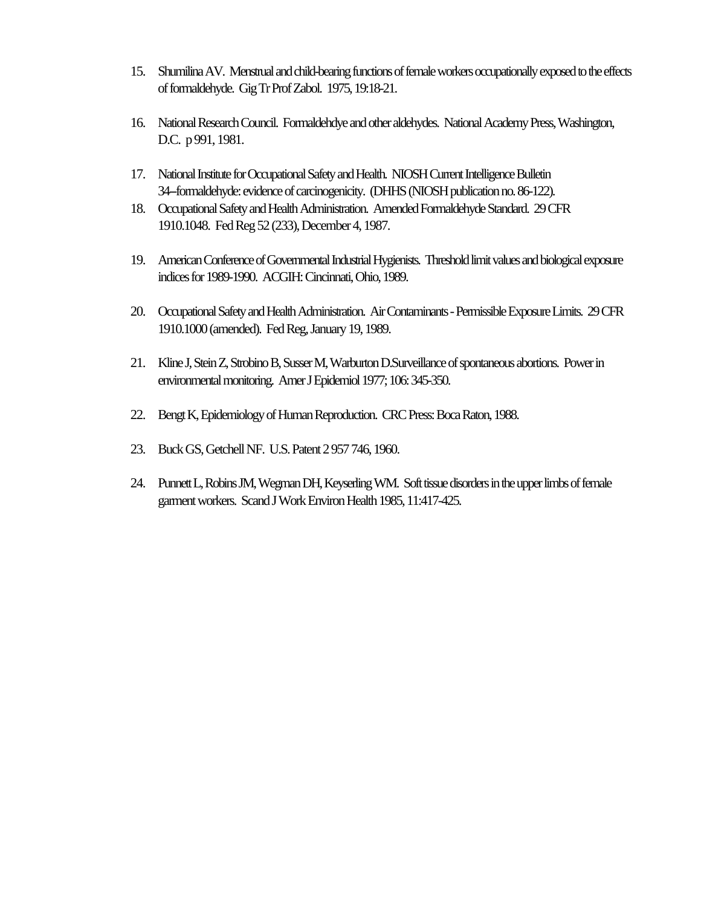15. Shumilina AV. Menstrual and child-bearing functions of female workers occupationally exposed to the effects of formaldehyde. Gig Tr Prof Zabol. 1975, 19:18-21.

16. National Research Council. Formaldehdye and other aldehydes. National Academy Press, Washington, D.C. p 991, 1981.

17. National Institute for Occupational Safety and Health. NIOSH Current Intelligence Bulletin 34--formaldehyde: evidence of carcinogenicity. (DHHS (NIOSH publication no. 86-122).

18. Occupational Safety and Health Administration. Amended Formaldehyde Standard. 29 CFR 1910.1048. Fed Reg 52 (233), December 4, 1987.

19. American Conference of Governmental Industrial Hygienists. Threshold limit values and biological exposure indices for 1989-1990. ACGIH: Cincinnati, Ohio, 1989.

20. Occupational Safety and Health Administration. Air Contaminants - Permissible Exposure Limits. 29 CFR 1910.1000 (amended). Fed Reg, January 19, 1989.

21. Kline J, Stein Z, Strobino B, Susser M, Warburton D.Surveillance of spontaneous abortions. Power in environmental monitoring. Amer J Epidemiol 1977; 106: 345-350.

22. Bengt K, Epidemiology of Human Reproduction. CRC Press: Boca Raton, 1988.

23. Buck GS, Getchell NF. U.S. Patent 2 957 746, 1960.

24. Punnett L, Robins JM, Wegman DH, Keyserling WM. Soft tissue disorders in the upper limbs of female garment workers. Scand J Work Environ Health 1985, 11:417-425.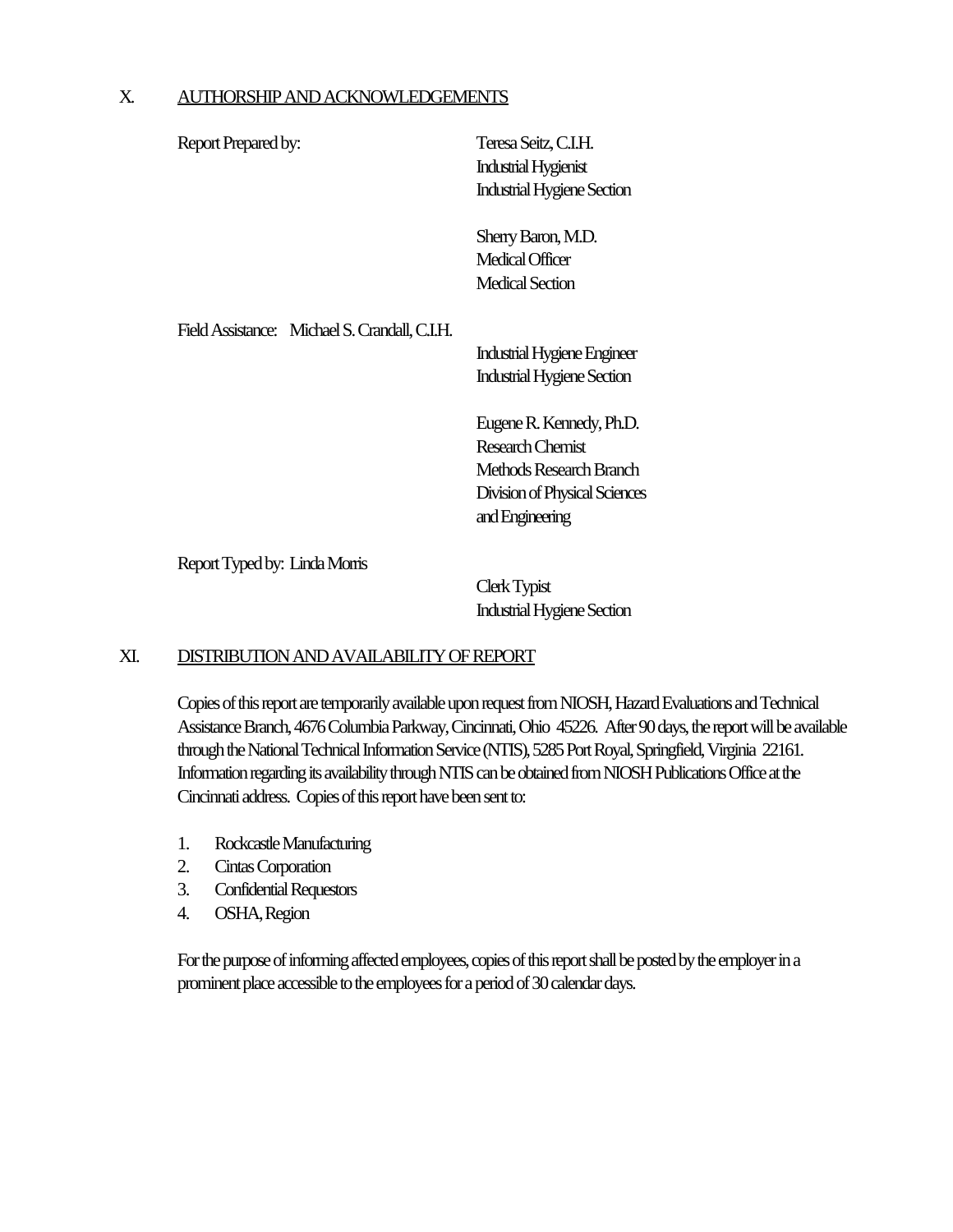## X. AUTHORSHIP AND ACKNOWLEDGEMENTS

Report Prepared by:

Teresa Seitz, C.I.H.
Industrial Hygienist
Industrial Hygiene Section

Sherry Baron, M.D.
Medical Officer
Medical Section

Field Assistance: Michael S. Crandall, C.I.H.
Industrial Hygiene Engineer
Industrial Hygiene Section

Eugene R. Kennedy, Ph.D.
Research Chemist
Methods Research Branch
Division of Physical Sciences
and Engineering

Report Typed by: Linda Morris
Clerk Typist
Industrial Hygiene Section

## XI. DISTRIBUTION AND AVAILABILITY OF REPORT

Copies of this report are temporarily available upon request from NIOSH, Hazard Evaluations and Technical Assistance Branch, 4676 Columbia Parkway, Cincinnati, Ohio 45226. After 90 days, the report will be available through the National Technical Information Service (NTIS), 5285 Port Royal, Springfield, Virginia 22161. Information regarding its availability through NTIS can be obtained from NIOSH Publications Office at the Cincinnati address. Copies of this report have been sent to:

1. Rockcastle Manufacturing
2. Cintas Corporation
3. Confidential Requestors
4. OSHA, Region

For the purpose of informing affected employees, copies of this report shall be posted by the employer in a prominent place accessible to the employees for a period of 30 calendar days.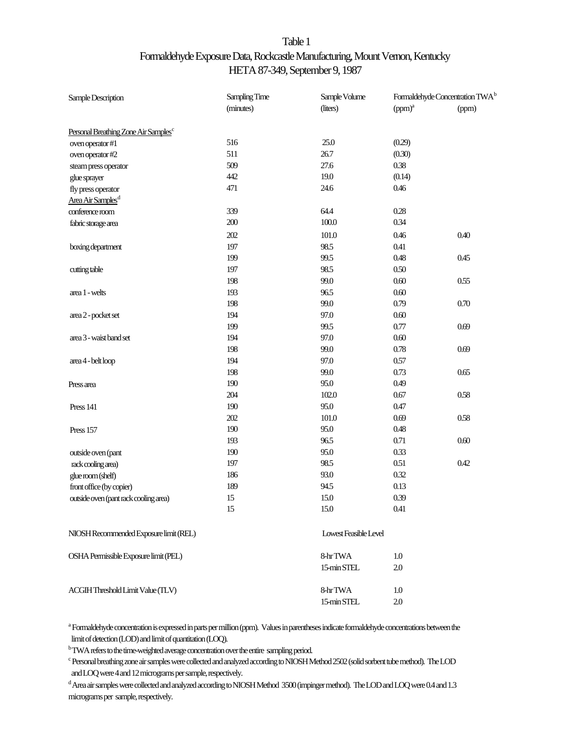# Table 1

## Formaldehyde Exposure Data, Rockcastle Manufacturing, Mount Vernon, Kentucky

## HETA 87-349, September 9, 1987

| Sample Description | Sampling Time (minutes) | Sample Volume (liters) | Formaldehyde Concentration TWA[b] (ppm)[a] | (ppm) |
|---|---|---|---|---|
| Personal Breathing Zone Air Samples[c] | | | | |
| oven operator #1 | 516 | 25.0 | (0.29) | |
| oven operator #2 | 511 | 26.7 | (0.30) | |
| steam press operator | 509 | 27.6 | 0.38 | |
| glue sprayer | 442 | 19.0 | (0.14) | |
| fly press operator | 471 | 24.6 | 0.46 | |
| Area Air Samples[d] | | | | |
| conference room | 339 | 64.4 | 0.28 | |
| fabric storage area | 200 | 100.0 | 0.34 | |
| | 202 | 101.0 | 0.46 | 0.40 |
| boxing department | 197 | 98.5 | 0.41 | |
| | 199 | 99.5 | 0.48 | 0.45 |
| cutting table | 197 | 98.5 | 0.50 | |
| | 198 | 99.0 | 0.60 | 0.55 |
| area 1 - welts | 193 | 96.5 | 0.60 | |
| | 198 | 99.0 | 0.79 | 0.70 |
| area 2 - pocket set | 194 | 97.0 | 0.60 | |
| | 199 | 99.5 | 0.77 | 0.69 |
| area 3 - waist band set | 194 | 97.0 | 0.60 | |
| | 198 | 99.0 | 0.78 | 0.69 |
| area 4 - belt loop | 194 | 97.0 | 0.57 | |
| | 198 | 99.0 | 0.73 | 0.65 |
| Press area | 190 | 95.0 | 0.49 | |
| | 204 | 102.0 | 0.67 | 0.58 |
| Press 141 | 190 | 95.0 | 0.47 | |
| | 202 | 101.0 | 0.69 | 0.58 |
| Press 157 | 190 | 95.0 | 0.48 | |
| | 193 | 96.5 | 0.71 | 0.60 |
| outside oven (pant | 190 | 95.0 | 0.33 | |
| rack cooling area) | 197 | 98.5 | 0.51 | 0.42 |
| glue room (shelf) | 186 | 93.0 | 0.32 | |
| front office (by copier) | 189 | 94.5 | 0.13 | |
| outside oven (pant rack cooling area) | 15 | 15.0 | 0.39 | |
| | 15 | 15.0 | 0.41 | |
| NIOSH Recommended Exposure limit (REL) | | Lowest Feasible Level | | |
| OSHA Permissible Exposure limit (PEL) | | 8-hr TWA | 1.0 | |
| | | 15-min STEL | 2.0 | |
| ACGIH Threshold Limit Value (TLV) | | 8-hr TWA | 1.0 | |
| | | 15-min STEL | 2.0 | |

[a] Formaldehyde concentration is expressed in parts per million (ppm). Values in parentheses indicate formaldehyde concentrations between the limit of detection (LOD) and limit of quantitation (LOQ).

[b] TWA refers to the time-weighted average concentration over the entire sampling period.

[c] Personal breathing zone air samples were collected and analyzed according to NIOSH Method 2502 (solid sorbent tube method). The LOD and LOQ were 4 and 12 micrograms per sample, respectively.

[d] Area air samples were collected and analyzed according to NIOSH Method 3500 (impinger method). The LOD and LOQ were 0.4 and 1.3 micrograms per sample, respectively.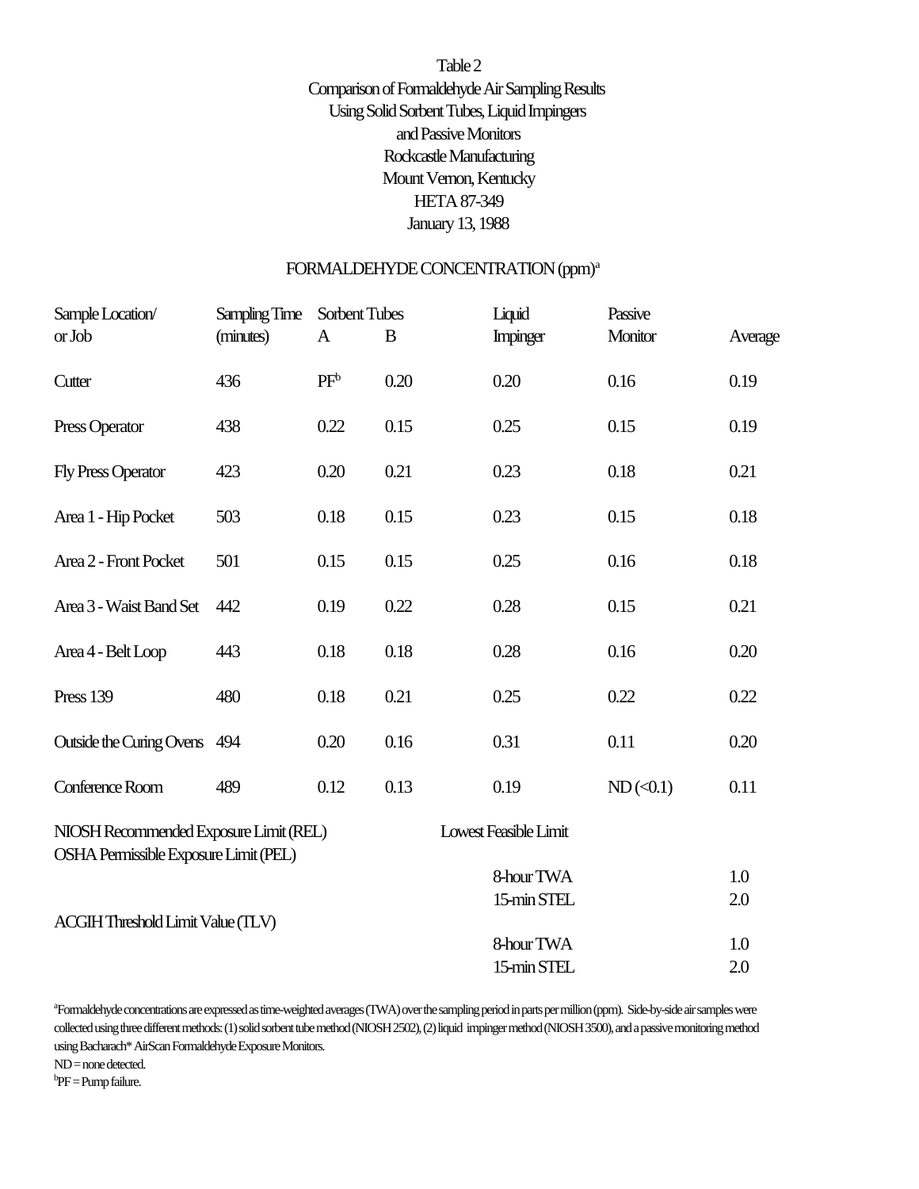Table 2
Comparison of Formaldehyde Air Sampling Results
Using Solid Sorbent Tubes, Liquid Impingers
and Passive Monitors
Rockcastle Manufacturing
Mount Vernon, Kentucky
HETA 87-349
January 13, 1988

FORMALDEHYDE CONCENTRATION (ppm)[a]

| Sample Location/ or Job | Sampling Time (minutes) | Sorbent Tubes A | Sorbent Tubes B | Liquid Impinger | Passive Monitor | Average |
|---|---|---|---|---|---|---|
| Cutter | 436 | PF[b] | 0.20 | 0.20 | 0.16 | 0.19 |
| Press Operator | 438 | 0.22 | 0.15 | 0.25 | 0.15 | 0.19 |
| Fly Press Operator | 423 | 0.20 | 0.21 | 0.23 | 0.18 | 0.21 |
| Area 1 - Hip Pocket | 503 | 0.18 | 0.15 | 0.23 | 0.15 | 0.18 |
| Area 2 - Front Pocket | 501 | 0.15 | 0.15 | 0.25 | 0.16 | 0.18 |
| Area 3 - Waist Band Set | 442 | 0.19 | 0.22 | 0.28 | 0.15 | 0.21 |
| Area 4 - Belt Loop | 443 | 0.18 | 0.18 | 0.28 | 0.16 | 0.20 |
| Press 139 | 480 | 0.18 | 0.21 | 0.25 | 0.22 | 0.22 |
| Outside the Curing Ovens | 494 | 0.20 | 0.16 | 0.31 | 0.11 | 0.20 |
| Conference Room | 489 | 0.12 | 0.13 | 0.19 | ND (<0.1) | 0.11 |

| Criteria | | |
|---|---|---|
| NIOSH Recommended Exposure Limit (REL) | Lowest Feasible Limit | |
| OSHA Permissible Exposure Limit (PEL) | | |
| | 8-hour TWA | 1.0 |
| | 15-min STEL | 2.0 |
| ACGIH Threshold Limit Value (TLV) | | |
| | 8-hour TWA | 1.0 |
| | 15-min STEL | 2.0 |

[a]Formaldehyde concentrations are expressed as time-weighted averages (TWA) over the sampling period in parts per million (ppm). Side-by-side air samples were collected using three different methods: (1) solid sorbent tube method (NIOSH 2502), (2) liquid impinger method (NIOSH 3500), and a passive monitoring method using Bacharach* AirScan Formaldehyde Exposure Monitors.
ND = none detected.
[b]PF = Pump failure.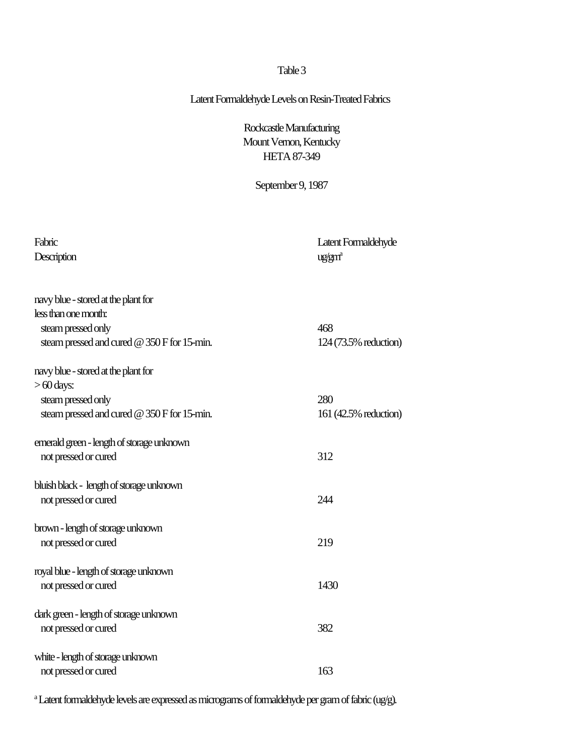Table 3

Latent Formaldehyde Levels on Resin-Treated Fabrics

Rockcastle Manufacturing
Mount Vernon, Kentucky
HETA 87-349

September 9, 1987

| Fabric Description | Latent Formaldehyde ug/gm[a] |
|---|---|
| navy blue - stored at the plant for less than one month: | |
| steam pressed only | 468 |
| steam pressed and cured @ 350 F for 15-min. | 124 (73.5% reduction) |
| navy blue - stored at the plant for > 60 days: | |
| steam pressed only | 280 |
| steam pressed and cured @ 350 F for 15-min. | 161 (42.5% reduction) |
| emerald green - length of storage unknown | |
| not pressed or cured | 312 |
| bluish black - length of storage unknown | |
| not pressed or cured | 244 |
| brown - length of storage unknown | |
| not pressed or cured | 219 |
| royal blue - length of storage unknown | |
| not pressed or cured | 1430 |
| dark green - length of storage unknown | |
| not pressed or cured | 382 |
| white - length of storage unknown | |
| not pressed or cured | 163 |

[a] Latent formaldehyde levels are expressed as micrograms of formaldehyde per gram of fabric (ug/g).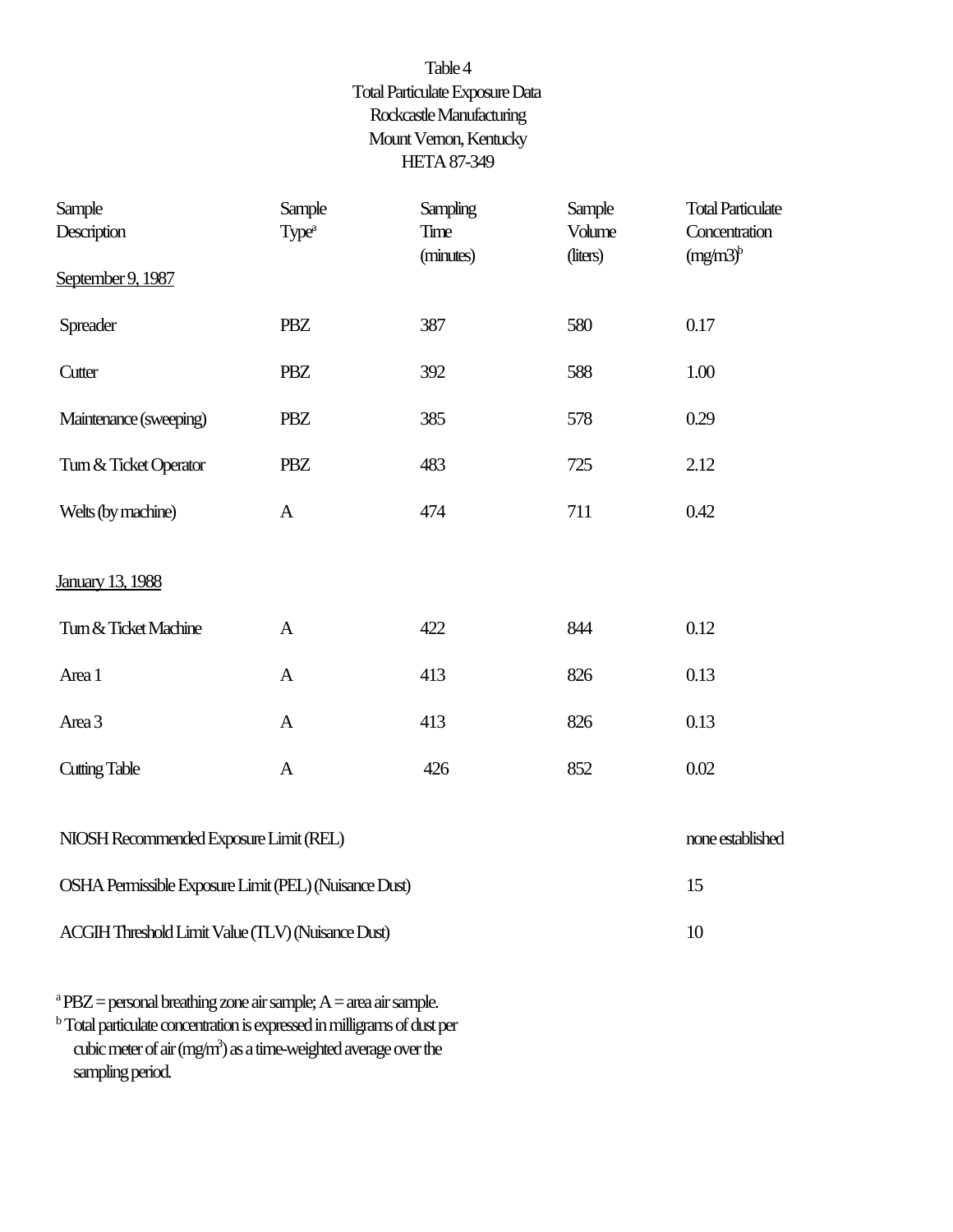Table 4
Total Particulate Exposure Data
Rockcastle Manufacturing
Mount Vernon, Kentucky
HETA 87-349

| Sample Description | Sample Type[a] | Sampling Time (minutes) | Sample Volume (liters) | Total Particulate Concentration (mg/m3)[b] |
|---|---|---|---|---|
| September 9, 1987 | | | | |
| Spreader | PBZ | 387 | 580 | 0.17 |
| Cutter | PBZ | 392 | 588 | 1.00 |
| Maintenance (sweeping) | PBZ | 385 | 578 | 0.29 |
| Turn & Ticket Operator | PBZ | 483 | 725 | 2.12 |
| Welts (by machine) | A | 474 | 711 | 0.42 |
| January 13, 1988 | | | | |
| Turn & Ticket Machine | A | 422 | 844 | 0.12 |
| Area 1 | A | 413 | 826 | 0.13 |
| Area 3 | A | 413 | 826 | 0.13 |
| Cutting Table | A | 426 | 852 | 0.02 |
| NIOSH Recommended Exposure Limit (REL) | | | | none established |
| OSHA Permissible Exposure Limit (PEL) (Nuisance Dust) | | | | 15 |
| ACGIH Threshold Limit Value (TLV) (Nuisance Dust) | | | | 10 |

[a] PBZ = personal breathing zone air sample; A = area air sample.
[b] Total particulate concentration is expressed in milligrams of dust per cubic meter of air ($mg/m^3$) as a time-weighted average over the sampling period.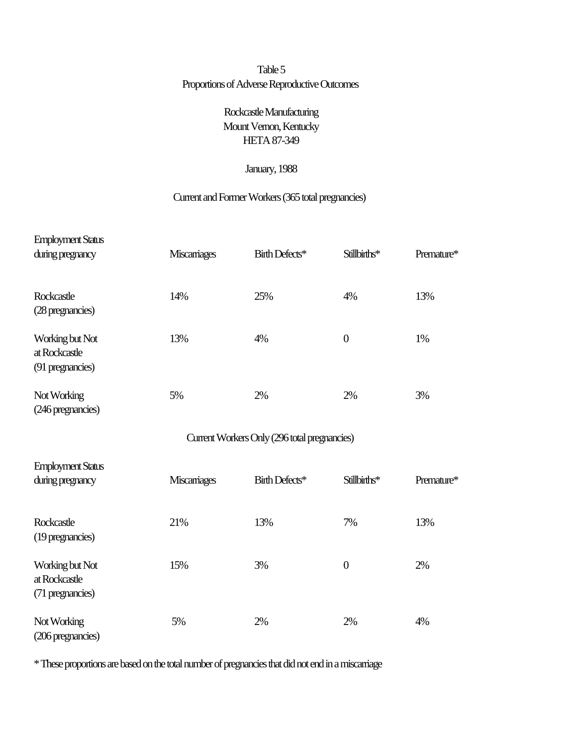Table 5
Proportions of Adverse Reproductive Outcomes

Rockcastle Manufacturing
Mount Vernon, Kentucky
HETA 87-349

January, 1988

Current and Former Workers (365 total pregnancies)

| Employment Status during pregnancy | Miscarriages | Birth Defects* | Stillbirths* | Premature* |
|---|---|---|---|---|
| Rockcastle (28 pregnancies) | 14% | 25% | 4% | 13% |
| Working but Not at Rockcastle (91 pregnancies) | 13% | 4% | 0 | 1% |
| Not Working (246 pregnancies) | 5% | 2% | 2% | 3% |

Current Workers Only (296 total pregnancies)

| Employment Status during pregnancy | Miscarriages | Birth Defects* | Stillbirths* | Premature* |
|---|---|---|---|---|
| Rockcastle (19 pregnancies) | 21% | 13% | 7% | 13% |
| Working but Not at Rockcastle (71 pregnancies) | 15% | 3% | 0 | 2% |
| Not Working (206 pregnancies) | 5% | 2% | 2% | 4% |

* These proportions are based on the total number of pregnancies that did not end in a miscarriage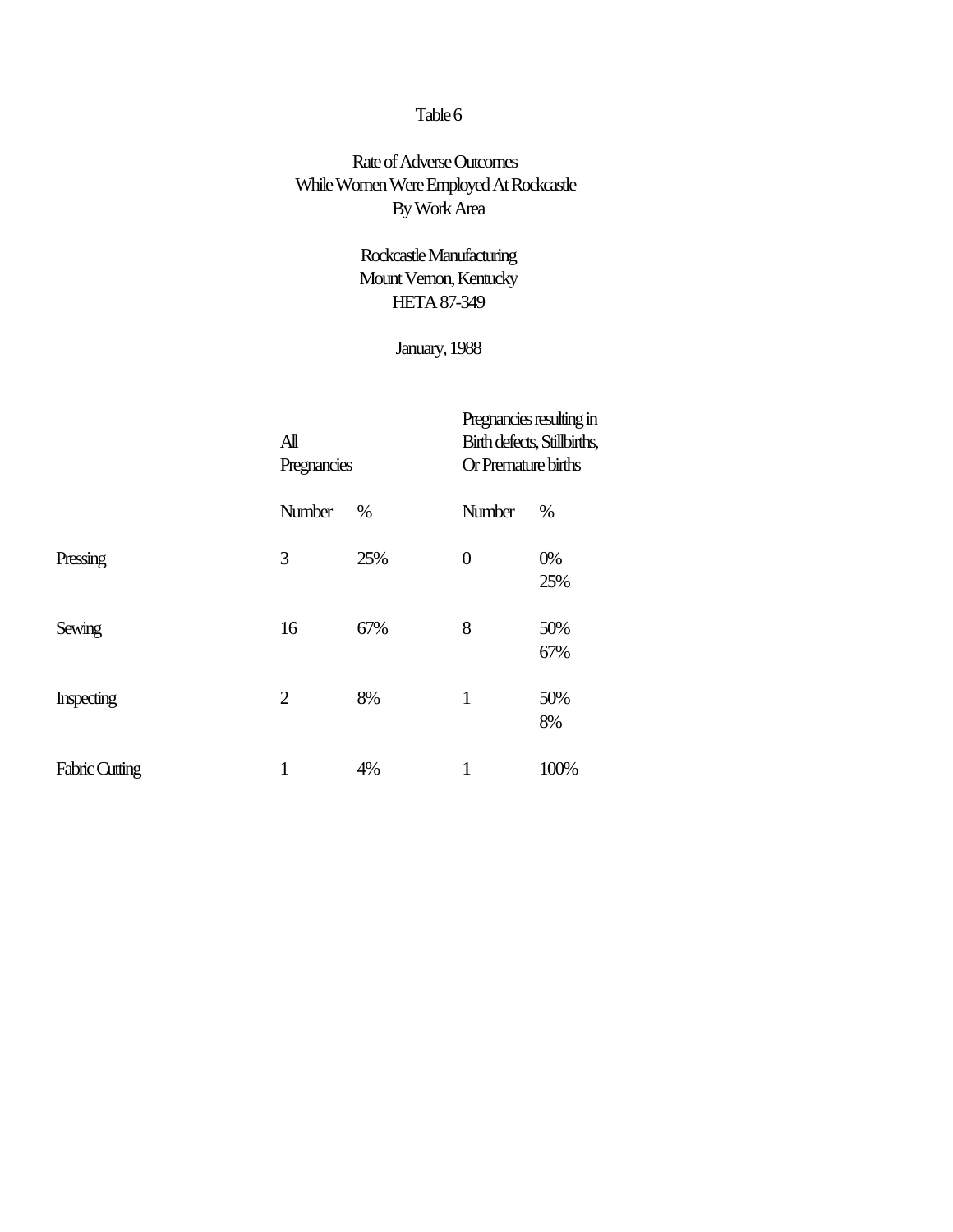Table 6

Rate of Adverse Outcomes
While Women Were Employed At Rockcastle
By Work Area

Rockcastle Manufacturing
Mount Vernon, Kentucky
HETA 87-349

January, 1988

| | All Pregnancies | | Pregnancies resulting in Birth defects, Stillbirths, Or Premature births | |
|---|---|---|---|---|
| | Number | % | Number | % |
| Pressing | 3 | 25% | 0 | 0%<br>25% |
| Sewing | 16 | 67% | 8 | 50%<br>67% |
| Inspecting | 2 | 8% | 1 | 50%<br>8% |
| Fabric Cutting | 1 | 4% | 1 | 100% |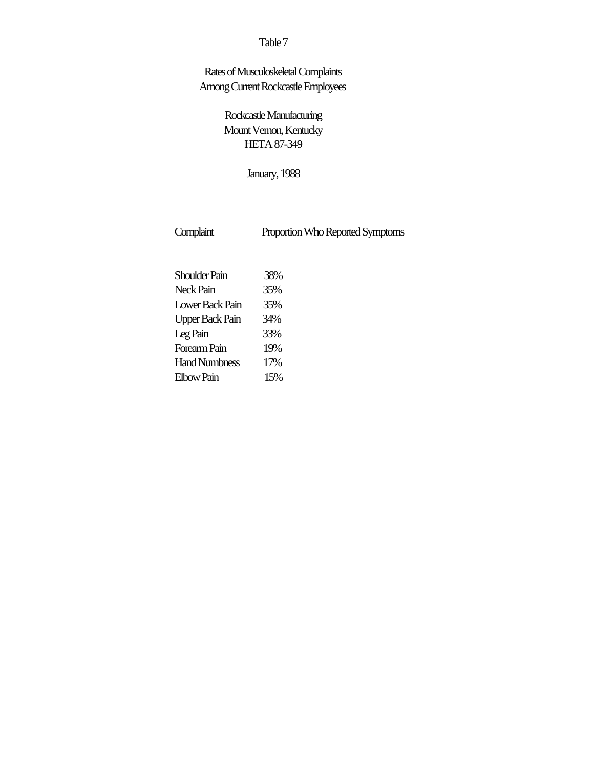Table 7

Rates of Musculoskeletal Complaints
Among Current Rockcastle Employees

Rockcastle Manufacturing
Mount Vernon, Kentucky
HETA 87-349

January, 1988

| Complaint | Proportion Who Reported Symptoms |
| --- | --- |
| Shoulder Pain | 38% |
| Neck Pain | 35% |
| Lower Back Pain | 35% |
| Upper Back Pain | 34% |
| Leg Pain | 33% |
| Forearm Pain | 19% |
| Hand Numbness | 17% |
| Elbow Pain | 15% |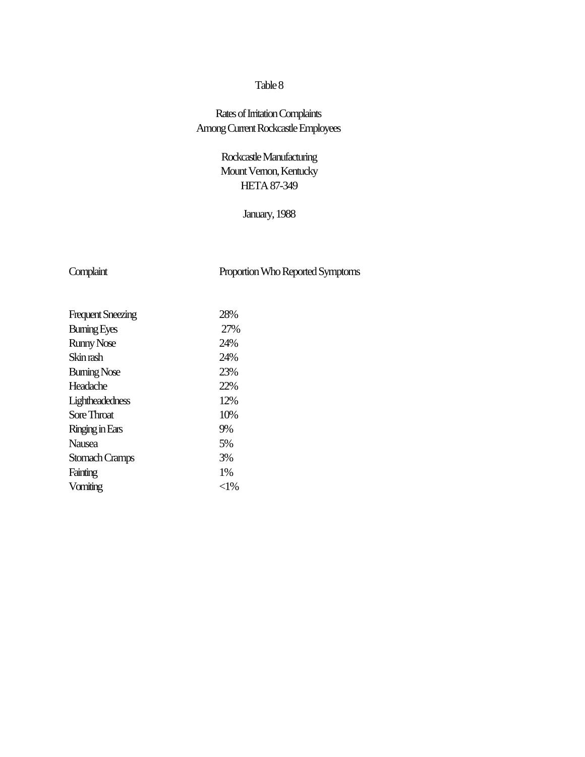Table 8

Rates of Irritation Complaints
Among Current Rockcastle Employees

Rockcastle Manufacturing
Mount Vernon, Kentucky
HETA 87-349

January, 1988

| Complaint | Proportion Who Reported Symptoms |
|---|---|
| Frequent Sneezing | 28% |
| Burning Eyes | 27% |
| Runny Nose | 24% |
| Skin rash | 24% |
| Burning Nose | 23% |
| Headache | 22% |
| Lightheadedness | 12% |
| Sore Throat | 10% |
| Ringing in Ears | 9% |
| Nausea | 5% |
| Stomach Cramps | 3% |
| Fainting | 1% |
| Vomiting | <1% |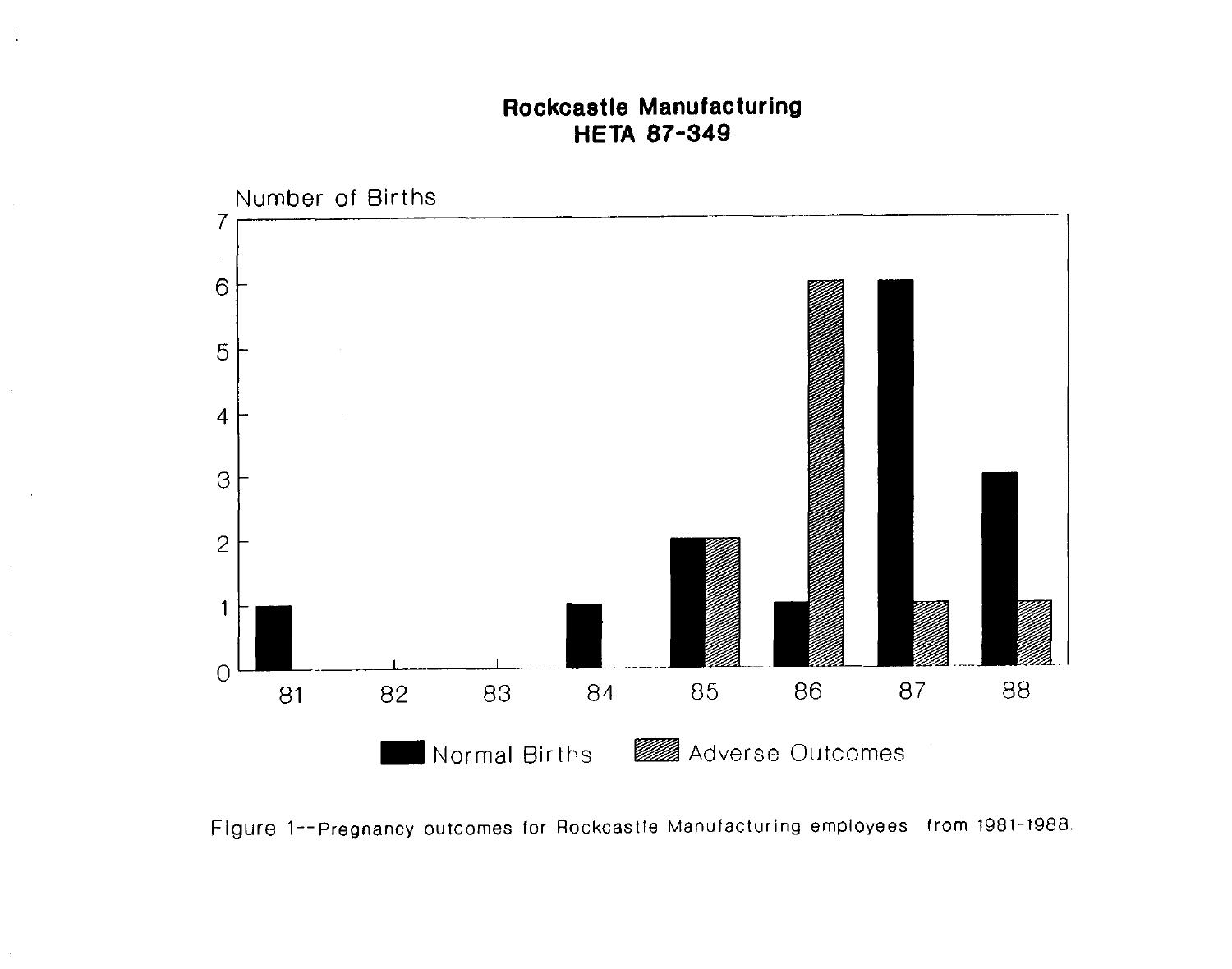**Rockcastle Manufacturing**
**HETA 87-349**

Number of Births

7
6
5
4
3
2
1
0

81 82 83 84 85 86 87 88

Normal Births
Adverse Outcomes

Figure 1--Pregnancy outcomes for Rockcastle Manufacturing employees from 1981-1988.